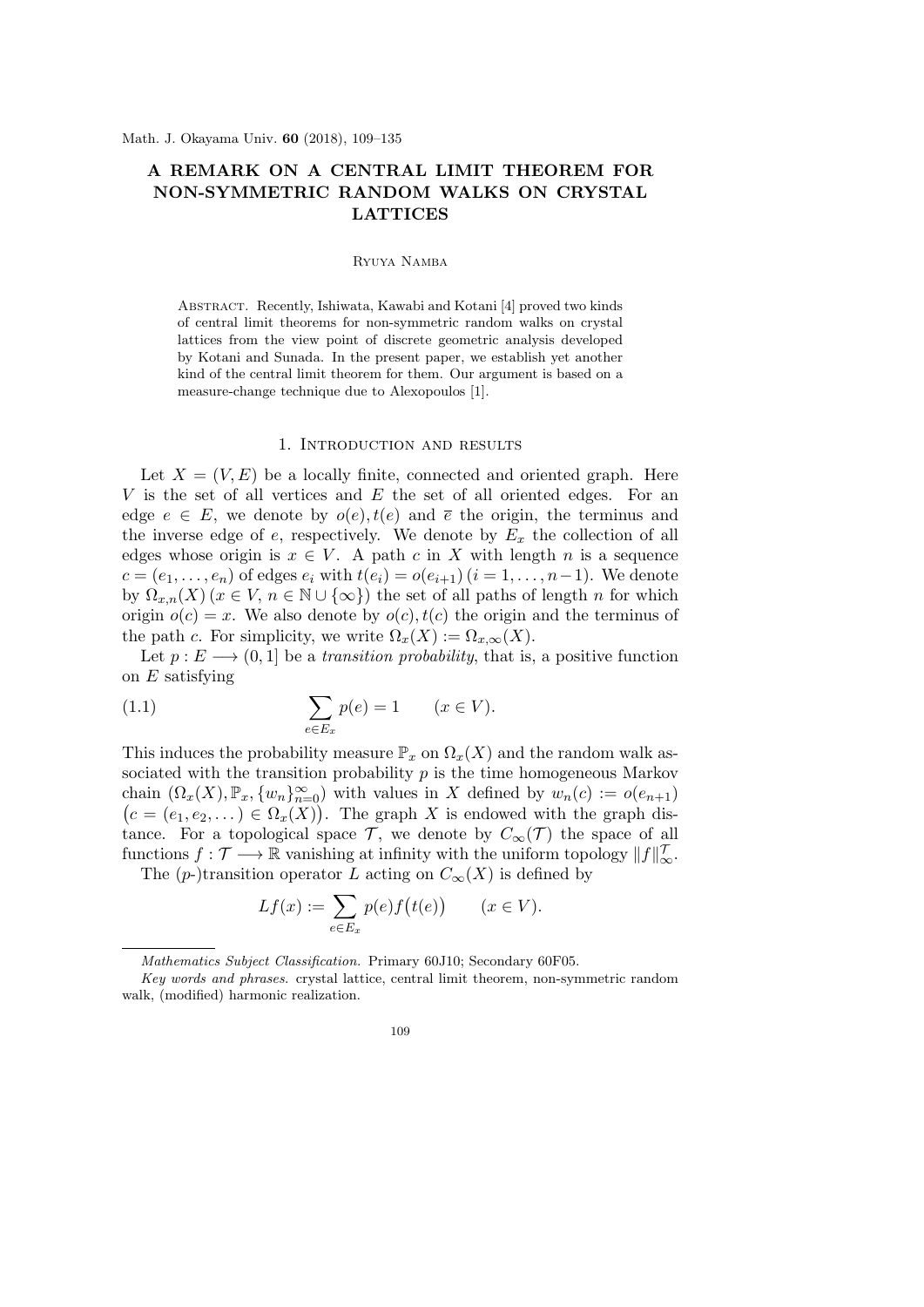# A REMARK ON A CENTRAL LIMIT THEOREM FOR NON-SYMMETRIC RANDOM WALKS ON CRYSTAL LATTICES

Ryuya Namba

Abstract. Recently, Ishiwata, Kawabi and Kotani [4] proved two kinds of central limit theorems for non-symmetric random walks on crystal lattices from the view point of discrete geometric analysis developed by Kotani and Sunada. In the present paper, we establish yet another kind of the central limit theorem for them. Our argument is based on a measure-change technique due to Alexopoulos [1].

## 1. Introduction and results

Let $X = (V, E)$ be a locally finite, connected and oriented graph. Here $V$ is the set of all vertices and $E$ the set of all oriented edges. For an edge $e \in E$, we denote by $o(e), t(e)$ and $\overline{e}$ the origin, the terminus and the inverse edge of $e$, respectively. We denote by $E_x$ the collection of all edges whose origin is $x \in V$. A path $c$ in $X$ with length $n$ is a sequence $c = (e_1, \dots, e_n)$ of edges $e_i$ with $t(e_i) = o(e_{i+1})$ $(i = 1, \dots, n-1)$. We denote by $\Omega_{x,n}(X)$ $(x \in V,\ n \in \mathbb{N} \cup \{\infty\})$ the set of all paths of length $n$ for which origin $o(c) = x$. We also denote by $o(c), t(c)$ the origin and the terminus of the path $c$. For simplicity, we write $\Omega_x(X) := \Omega_{x,\infty}(X)$.

Let $p : E \longrightarrow (0, 1]$ be a *transition probability*, that is, a positive function on $E$ satisfying

$$\sum_{e \in E_x} p(e) = 1 \qquad (x \in V). \tag{1.1}$$

This induces the probability measure $\mathbb{P}_x$ on $\Omega_x(X)$ and the random walk associated with the transition probability $p$ is the time homogeneous Markov chain $(\Omega_x(X), \mathbb{P}_x, \{w_n\}_{n=0}^{\infty})$ with values in $X$ defined by $w_n(c) := o(e_{n+1})$ $\big(c = (e_1, e_2, \dots) \in \Omega_x(X)\big)$. The graph $X$ is endowed with the graph distance. For a topological space $\mathcal{T}$, we denote by $C_\infty(\mathcal{T})$ the space of all functions $f : \mathcal{T} \longrightarrow \mathbb{R}$ vanishing at infinity with the uniform topology $\|f\|_\infty^{\mathcal{T}}$.

The ($p$-)transition operator $L$ acting on $C_\infty(X)$ is defined by

$$Lf(x) := \sum_{e \in E_x} p(e) f\big(t(e)\big) \qquad (x \in V).$$

---

*Mathematics Subject Classification.* Primary 60J10; Secondary 60F05.

*Key words and phrases.* crystal lattice, central limit theorem, non-symmetric random walk, (modified) harmonic realization.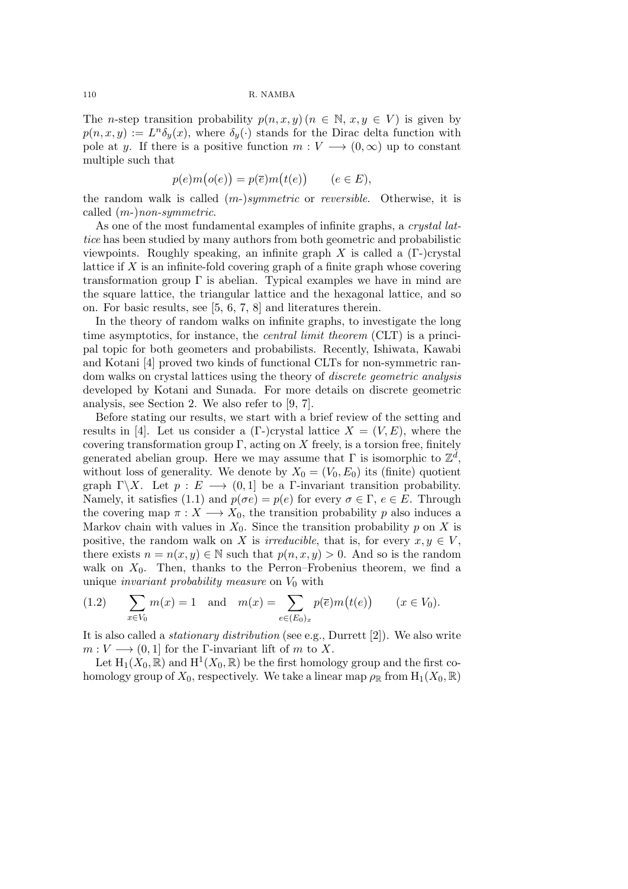The $n$-step transition probability $p(n,x,y)\,(n \in \mathbb{N},\, x,y \in V)$ is given by $p(n,x,y) := L^n\delta_y(x)$, where $\delta_y(\cdot)$ stands for the Dirac delta function with pole at $y$. If there is a positive function $m : V \longrightarrow (0,\infty)$ up to constant multiple such that

$$p(e)m\big(o(e)\big) = p(\overline{e})m\big(t(e)\big) \qquad (e \in E),$$

the random walk is called *($m$-)symmetric* or *reversible*. Otherwise, it is called *($m$-)non-symmetric*.

As one of the most fundamental examples of infinite graphs, a *crystal lattice* has been studied by many authors from both geometric and probabilistic viewpoints. Roughly speaking, an infinite graph $X$ is called a ($\Gamma$-)crystal lattice if $X$ is an infinite-fold covering graph of a finite graph whose covering transformation group $\Gamma$ is abelian. Typical examples we have in mind are the square lattice, the triangular lattice and the hexagonal lattice, and so on. For basic results, see [5, 6, 7, 8] and literatures therein.

In the theory of random walks on infinite graphs, to investigate the long time asymptotics, for instance, the *central limit theorem* (CLT) is a principal topic for both geometers and probabilists. Recently, Ishiwata, Kawabi and Kotani [4] proved two kinds of functional CLTs for non-symmetric random walks on crystal lattices using the theory of *discrete geometric analysis* developed by Kotani and Sunada. For more details on discrete geometric analysis, see Section 2. We also refer to [9, 7].

Before stating our results, we start with a brief review of the setting and results in [4]. Let us consider a ($\Gamma$-)crystal lattice $X = (V,E)$, where the covering transformation group $\Gamma$, acting on $X$ freely, is a torsion free, finitely generated abelian group. Here we may assume that $\Gamma$ is isomorphic to $\mathbb{Z}^d$, without loss of generality. We denote by $X_0 = (V_0, E_0)$ its (finite) quotient graph $\Gamma\backslash X$. Let $p : E \longrightarrow (0,1]$ be a $\Gamma$-invariant transition probability. Namely, it satisfies (1.1) and $p(\sigma e) = p(e)$ for every $\sigma \in \Gamma$, $e \in E$. Through the covering map $\pi : X \longrightarrow X_0$, the transition probability $p$ also induces a Markov chain with values in $X_0$. Since the transition probability $p$ on $X$ is positive, the random walk on $X$ is *irreducible*, that is, for every $x,y \in V$, there exists $n = n(x,y) \in \mathbb{N}$ such that $p(n,x,y) > 0$. And so is the random walk on $X_0$. Then, thanks to the Perron–Frobenius theorem, we find a unique *invariant probability measure* on $V_0$ with

$$\text{(1.2)} \qquad \sum_{x \in V_0} m(x) = 1 \quad \text{and} \quad m(x) = \sum_{e \in (E_0)_x} p(\overline{e})m\big(t(e)\big) \qquad (x \in V_0).$$

It is also called a *stationary distribution* (see e.g., Durrett [2]). We also write $m : V \longrightarrow (0,1]$ for the $\Gamma$-invariant lift of $m$ to $X$.

Let $\mathrm{H}_1(X_0,\mathbb{R})$ and $\mathrm{H}^1(X_0,\mathbb{R})$ be the first homology group and the first cohomology group of $X_0$, respectively. We take a linear map $\rho_{\mathbb{R}}$ from $\mathrm{H}_1(X_0,\mathbb{R})$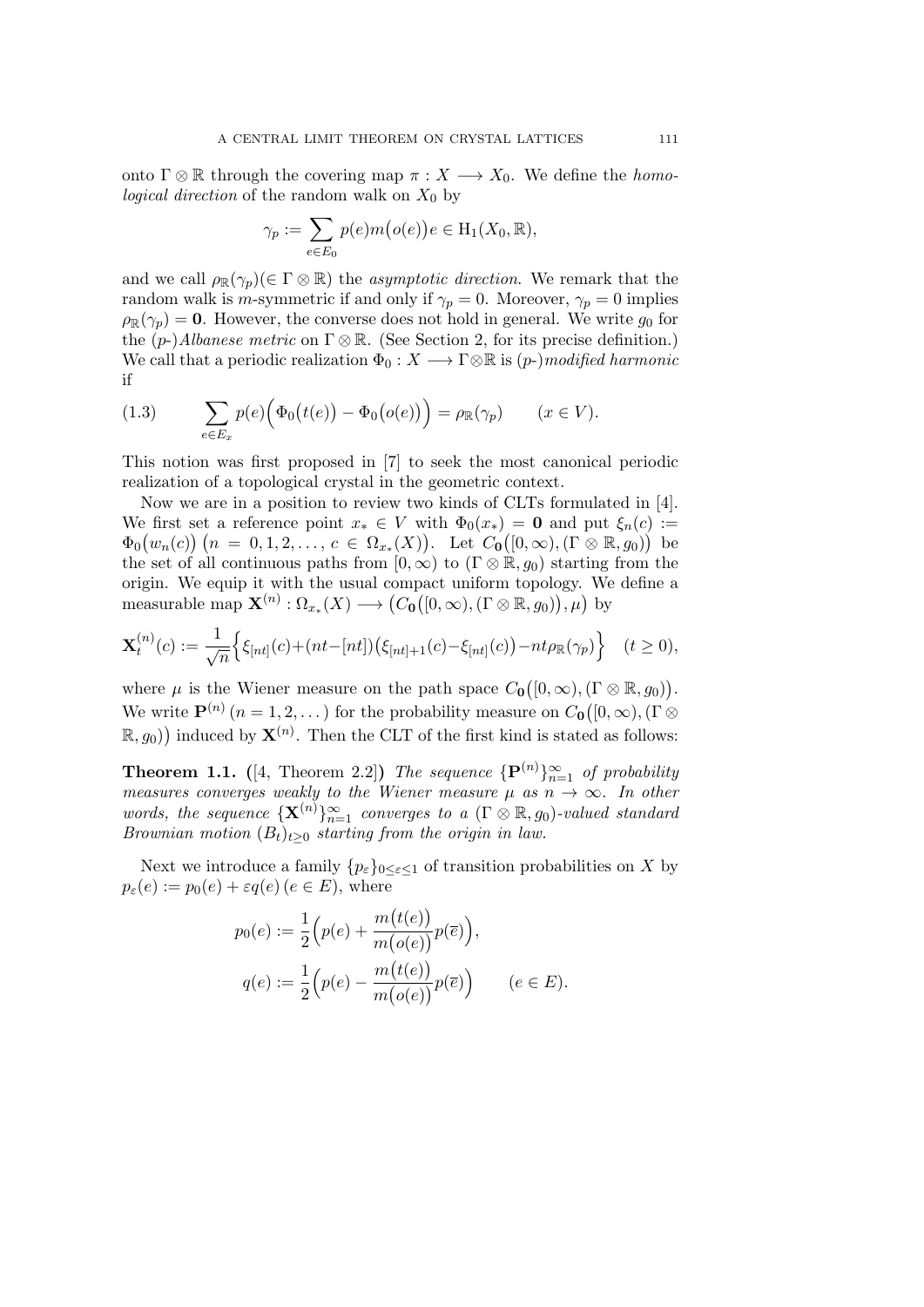onto $\Gamma \otimes \mathbb{R}$ through the covering map $\pi : X \longrightarrow X_0$. We define the *homological direction* of the random walk on $X_0$ by

$$\gamma_p := \sum_{e \in E_0} p(e) m\big(o(e)\big) e \in \mathrm{H}_1(X_0, \mathbb{R}),$$

and we call $\rho_{\mathbb{R}}(\gamma_p) (\in \Gamma \otimes \mathbb{R})$ the *asymptotic direction*. We remark that the random walk is $m$-symmetric if and only if $\gamma_p = 0$. Moreover, $\gamma_p = 0$ implies $\rho_{\mathbb{R}}(\gamma_p) = \mathbf{0}$. However, the converse does not hold in general. We write $g_0$ for the ($p$-)*Albanese metric* on $\Gamma \otimes \mathbb{R}$. (See Section 2, for its precise definition.) We call that a periodic realization $\Phi_0 : X \longrightarrow \Gamma \otimes \mathbb{R}$ is ($p$-)*modified harmonic* if

$$\sum_{e \in E_x} p(e) \Big( \Phi_0\big(t(e)\big) - \Phi_0\big(o(e)\big) \Big) = \rho_{\mathbb{R}}(\gamma_p) \qquad (x \in V). \tag{1.3}$$

This notion was first proposed in [7] to seek the most canonical periodic realization of a topological crystal in the geometric context.

Now we are in a position to review two kinds of CLTs formulated in [4]. We first set a reference point $x_* \in V$ with $\Phi_0(x_*) = \mathbf{0}$ and put $\xi_n(c) := \Phi_0\big(w_n(c)\big)$ $\big(n = 0, 1, 2, \dots,\ c \in \Omega_{x_*}(X)\big)$. Let $C_{\mathbf{0}}\big([0, \infty), (\Gamma \otimes \mathbb{R}, g_0)\big)$ be the set of all continuous paths from $[0, \infty)$ to $(\Gamma \otimes \mathbb{R}, g_0)$ starting from the origin. We equip it with the usual compact uniform topology. We define a measurable map $\mathbf{X}^{(n)} : \Omega_{x_*}(X) \longrightarrow \big(C_{\mathbf{0}}\big([0, \infty), (\Gamma \otimes \mathbb{R}, g_0)\big), \mu\big)$ by

$$\mathbf{X}^{(n)}_t(c) := \frac{1}{\sqrt{n}} \Big\{ \xi_{[nt]}(c) + (nt - [nt])\big(\xi_{[nt]+1}(c) - \xi_{[nt]}(c)\big) - nt\rho_{\mathbb{R}}(\gamma_p) \Big\} \quad (t \geq 0),$$

where $\mu$ is the Wiener measure on the path space $C_{\mathbf{0}}\big([0, \infty), (\Gamma \otimes \mathbb{R}, g_0)\big)$. We write $\mathbf{P}^{(n)}$ $(n = 1, 2, \dots)$ for the probability measure on $C_{\mathbf{0}}\big([0, \infty), (\Gamma \otimes \mathbb{R}, g_0)\big)$ induced by $\mathbf{X}^{(n)}$. Then the CLT of the first kind is stated as follows:

**Theorem 1.1.** ([4, Theorem 2.2]) *The sequence $\{\mathbf{P}^{(n)}\}_{n=1}^{\infty}$ of probability measures converges weakly to the Wiener measure $\mu$ as $n \to \infty$. In other words, the sequence $\{\mathbf{X}^{(n)}\}_{n=1}^{\infty}$ converges to a $(\Gamma \otimes \mathbb{R}, g_0)$-valued standard Brownian motion $(B_t)_{t \geq 0}$ starting from the origin in law.*

Next we introduce a family $\{p_\varepsilon\}_{0 \leq \varepsilon \leq 1}$ of transition probabilities on $X$ by $p_\varepsilon(e) := p_0(e) + \varepsilon q(e)$ $(e \in E)$, where

$$p_0(e) := \frac{1}{2}\Big( p(e) + \frac{m\big(t(e)\big)}{m\big(o(e)\big)} p(\overline{e}) \Big),$$

$$q(e) := \frac{1}{2}\Big( p(e) - \frac{m\big(t(e)\big)}{m\big(o(e)\big)} p(\overline{e}) \Big) \qquad (e \in E).$$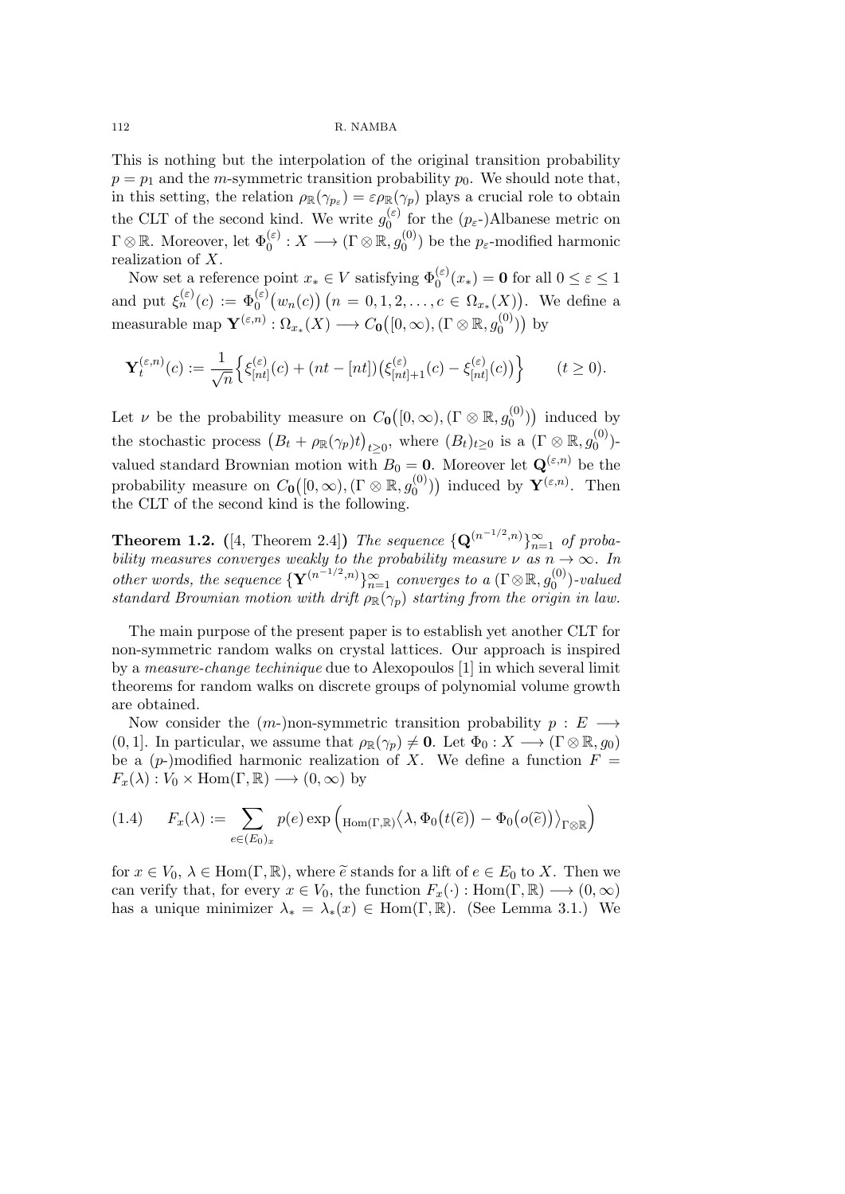This is nothing but the interpolation of the original transition probability $p = p_1$ and the $m$-symmetric transition probability $p_0$. We should note that, in this setting, the relation $\rho_{\mathbb{R}}(\gamma_{p_\varepsilon}) = \varepsilon\rho_{\mathbb{R}}(\gamma_p)$ plays a crucial role to obtain the CLT of the second kind. We write $g_0^{(\varepsilon)}$ for the ($p_\varepsilon$-)Albanese metric on $\Gamma\otimes\mathbb{R}$. Moreover, let $\Phi_0^{(\varepsilon)} : X \longrightarrow (\Gamma\otimes\mathbb{R}, g_0^{(0)})$ be the $p_\varepsilon$-modified harmonic realization of $X$.

Now set a reference point $x_* \in V$ satisfying $\Phi_0^{(\varepsilon)}(x_*) = \mathbf{0}$ for all $0 \le \varepsilon \le 1$ and put $\xi_n^{(\varepsilon)}(c) := \Phi_0^{(\varepsilon)}\big(w_n(c)\big)$ $\big(n = 0, 1, 2, \ldots, c \in \Omega_{x_*}(X)\big)$. We define a measurable map $\mathbf{Y}^{(\varepsilon,n)} : \Omega_{x_*}(X) \longrightarrow C_{\mathbf{0}}\big([0,\infty), (\Gamma\otimes\mathbb{R}, g_0^{(0)})\big)$ by

$$\mathbf{Y}_t^{(\varepsilon,n)}(c) := \frac{1}{\sqrt{n}}\Big\{\xi_{[nt]}^{(\varepsilon)}(c) + (nt - [nt])\big(\xi_{[nt]+1}^{(\varepsilon)}(c) - \xi_{[nt]}^{(\varepsilon)}(c)\big)\Big\} \qquad (t \ge 0).$$

Let $\nu$ be the probability measure on $C_{\mathbf{0}}\big([0,\infty), (\Gamma\otimes\mathbb{R}, g_0^{(0)})\big)$ induced by the stochastic process $\big(B_t + \rho_{\mathbb{R}}(\gamma_p)t\big)_{t\ge 0}$, where $(B_t)_{t\ge 0}$ is a $(\Gamma\otimes\mathbb{R}, g_0^{(0)})$-valued standard Brownian motion with $B_0 = \mathbf{0}$. Moreover let $\mathbf{Q}^{(\varepsilon,n)}$ be the probability measure on $C_{\mathbf{0}}\big([0,\infty), (\Gamma\otimes\mathbb{R}, g_0^{(0)})\big)$ induced by $\mathbf{Y}^{(\varepsilon,n)}$. Then the CLT of the second kind is the following.

**Theorem 1.2.** ([4, Theorem 2.4]) *The sequence $\{\mathbf{Q}^{(n^{-1/2},n)}\}_{n=1}^{\infty}$ of probability measures converges weakly to the probability measure $\nu$ as $n \to \infty$. In other words, the sequence $\{\mathbf{Y}^{(n^{-1/2},n)}\}_{n=1}^{\infty}$ converges to a $(\Gamma\otimes\mathbb{R}, g_0^{(0)})$-valued standard Brownian motion with drift $\rho_{\mathbb{R}}(\gamma_p)$ starting from the origin in law.*

The main purpose of the present paper is to establish yet another CLT for non-symmetric random walks on crystal lattices. Our approach is inspired by a *measure-change techinique* due to Alexopoulos [1] in which several limit theorems for random walks on discrete groups of polynomial volume growth are obtained.

Now consider the ($m$-)non-symmetric transition probability $p : E \longrightarrow (0, 1]$. In particular, we assume that $\rho_{\mathbb{R}}(\gamma_p) \neq \mathbf{0}$. Let $\Phi_0 : X \longrightarrow (\Gamma\otimes\mathbb{R}, g_0)$ be a ($p$-)modified harmonic realization of $X$. We define a function $F = F_x(\lambda) : V_0 \times \mathrm{Hom}(\Gamma,\mathbb{R}) \longrightarrow (0,\infty)$ by

$$F_x(\lambda) := \sum_{e\in(E_0)_x} p(e)\exp\Big({}_{\mathrm{Hom}(\Gamma,\mathbb{R})}\big\langle \lambda, \Phi_0\big(t(\widetilde{e})\big) - \Phi_0\big(o(\widetilde{e})\big)\big\rangle_{\Gamma\otimes\mathbb{R}}\Big) \tag{1.4}$$

for $x \in V_0$, $\lambda \in \mathrm{Hom}(\Gamma,\mathbb{R})$, where $\widetilde{e}$ stands for a lift of $e \in E_0$ to $X$. Then we can verify that, for every $x \in V_0$, the function $F_x(\cdot) : \mathrm{Hom}(\Gamma,\mathbb{R}) \longrightarrow (0,\infty)$ has a unique minimizer $\lambda_* = \lambda_*(x) \in \mathrm{Hom}(\Gamma,\mathbb{R})$. (See Lemma 3.1.) We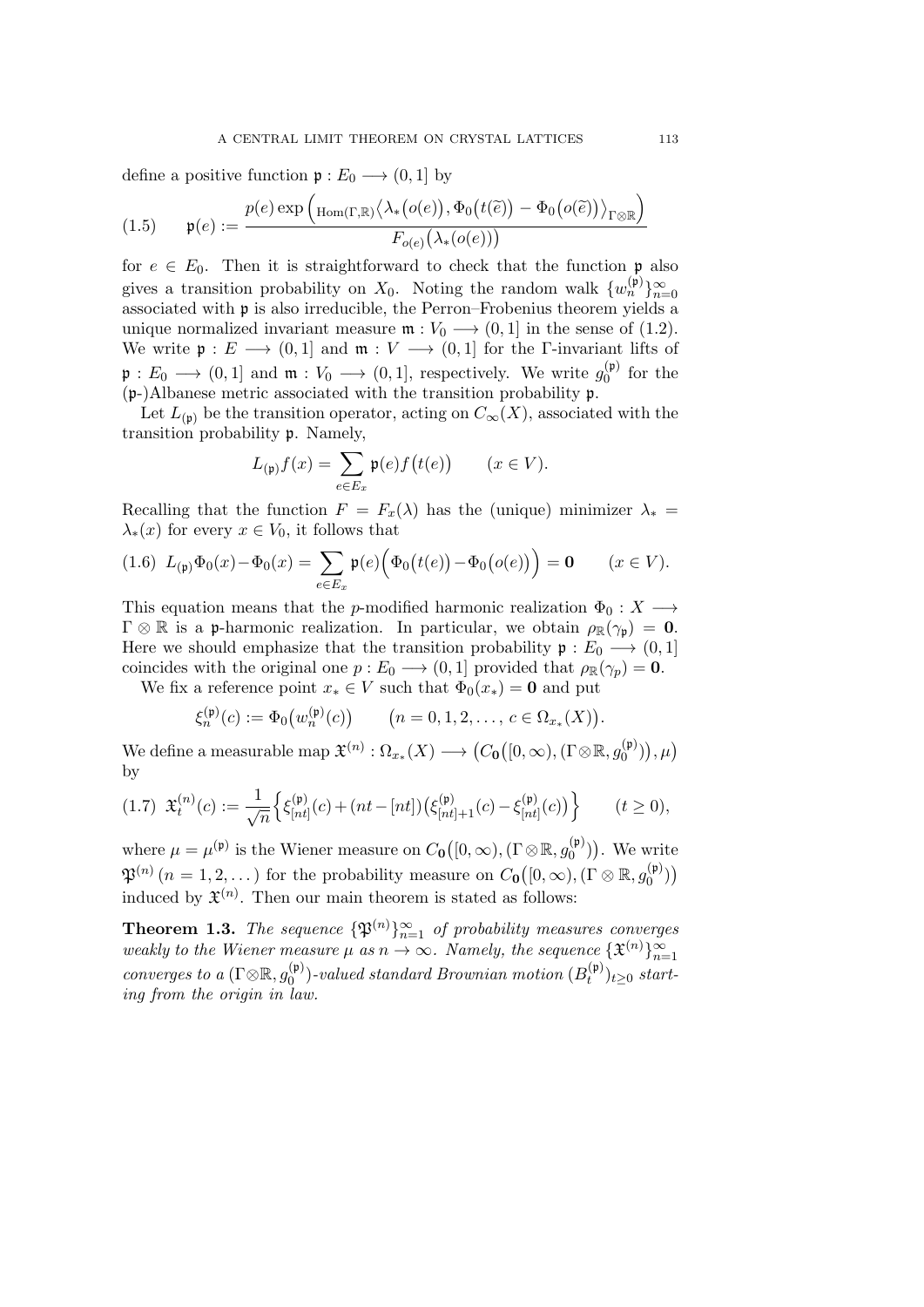define a positive function $\mathfrak{p} : E_0 \longrightarrow (0, 1]$ by

$$
\mathfrak{p}(e) := \frac{p(e) \exp\Big({}_{\mathrm{Hom}(\Gamma,\mathbb{R})}\big\langle \lambda_*\big(o(e)\big), \Phi_0\big(t(\widetilde{e})\big) - \Phi_0\big(o(\widetilde{e})\big)\big\rangle_{\Gamma\otimes\mathbb{R}}\Big)}{F_{o(e)}\big(\lambda_*(o(e))\big)} \tag{1.5}
$$

for $e \in E_0$. Then it is straightforward to check that the function $\mathfrak{p}$ also gives a transition probability on $X_0$. Noting the random walk $\{w_n^{(\mathfrak{p})}\}_{n=0}^{\infty}$ associated with $\mathfrak{p}$ is also irreducible, the Perron–Frobenius theorem yields a unique normalized invariant measure $\mathfrak{m} : V_0 \longrightarrow (0, 1]$ in the sense of (1.2). We write $\mathfrak{p} : E \longrightarrow (0, 1]$ and $\mathfrak{m} : V \longrightarrow (0, 1]$ for the $\Gamma$-invariant lifts of $\mathfrak{p} : E_0 \longrightarrow (0, 1]$ and $\mathfrak{m} : V_0 \longrightarrow (0, 1]$, respectively. We write $g_0^{(\mathfrak{p})}$ for the ($\mathfrak{p}$-)Albanese metric associated with the transition probability $\mathfrak{p}$.

Let $L_{(\mathfrak{p})}$ be the transition operator, acting on $C_\infty(X)$, associated with the transition probability $\mathfrak{p}$. Namely,

$$
L_{(\mathfrak{p})} f(x) = \sum_{e \in E_x} \mathfrak{p}(e) f\big(t(e)\big) \qquad (x \in V).
$$

Recalling that the function $F = F_x(\lambda)$ has the (unique) minimizer $\lambda_* = \lambda_*(x)$ for every $x \in V_0$, it follows that

$$
L_{(\mathfrak{p})}\Phi_0(x) - \Phi_0(x) = \sum_{e \in E_x} \mathfrak{p}(e)\Big(\Phi_0\big(t(e)\big) - \Phi_0\big(o(e)\big)\Big) = \mathbf{0} \qquad (x \in V). \tag{1.6}
$$

This equation means that the $p$-modified harmonic realization $\Phi_0 : X \longrightarrow \Gamma \otimes \mathbb{R}$ is a $\mathfrak{p}$-harmonic realization. In particular, we obtain $\rho_{\mathbb{R}}(\gamma_{\mathfrak{p}}) = \mathbf{0}$. Here we should emphasize that the transition probability $\mathfrak{p} : E_0 \longrightarrow (0, 1]$ coincides with the original one $p : E_0 \longrightarrow (0, 1]$ provided that $\rho_{\mathbb{R}}(\gamma_p) = \mathbf{0}$.

We fix a reference point $x_* \in V$ such that $\Phi_0(x_*) = \mathbf{0}$ and put

$$
\xi_n^{(\mathfrak{p})}(c) := \Phi_0\big(w_n^{(\mathfrak{p})}(c)\big) \qquad \big(n = 0, 1, 2, \ldots,\ c \in \Omega_{x_*}(X)\big).
$$

We define a measurable map $\mathfrak{X}^{(n)} : \Omega_{x_*}(X) \longrightarrow \big(C_{\mathbf{0}}\big([0, \infty), (\Gamma\otimes\mathbb{R}, g_0^{(\mathfrak{p})})\big), \mu\big)$ by

$$
\mathfrak{X}_t^{(n)}(c) := \frac{1}{\sqrt{n}}\Big\{\xi_{[nt]}^{(\mathfrak{p})}(c) + (nt - [nt])\big(\xi_{[nt]+1}^{(\mathfrak{p})}(c) - \xi_{[nt]}^{(\mathfrak{p})}(c)\big)\Big\} \qquad (t \geq 0), \tag{1.7}
$$

where $\mu = \mu^{(\mathfrak{p})}$ is the Wiener measure on $C_{\mathbf{0}}\big([0, \infty), (\Gamma \otimes \mathbb{R}, g_0^{(\mathfrak{p})})\big)$. We write $\mathfrak{P}^{(n)}$ $(n = 1, 2, \ldots)$ for the probability measure on $C_{\mathbf{0}}\big([0, \infty), (\Gamma \otimes \mathbb{R}, g_0^{(\mathfrak{p})})\big)$ induced by $\mathfrak{X}^{(n)}$. Then our main theorem is stated as follows:

**Theorem 1.3.** *The sequence $\{\mathfrak{P}^{(n)}\}_{n=1}^{\infty}$ of probability measures converges weakly to the Wiener measure $\mu$ as $n \to \infty$. Namely, the sequence $\{\mathfrak{X}^{(n)}\}_{n=1}^{\infty}$ converges to a $(\Gamma\otimes\mathbb{R}, g_0^{(\mathfrak{p})})$-valued standard Brownian motion $(B_t^{(\mathfrak{p})})_{t\geq 0}$ starting from the origin in law.*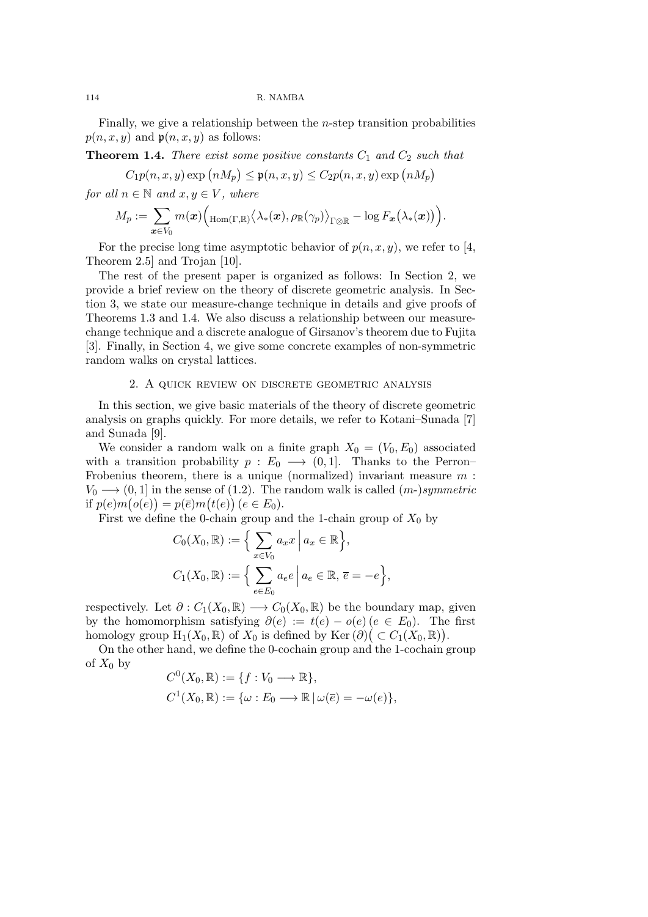Finally, we give a relationship between the $n$-step transition probabilities $p(n,x,y)$ and $\mathfrak{p}(n,x,y)$ as follows:

**Theorem 1.4.** *There exist some positive constants $C_1$ and $C_2$ such that*

$$C_1 p(n,x,y)\exp\big(nM_p\big) \le \mathfrak{p}(n,x,y) \le C_2 p(n,x,y)\exp\big(nM_p\big)$$

*for all $n \in \mathbb{N}$ and $x,y \in V$, where*

$$M_p := \sum_{\boldsymbol{x}\in V_0} m(\boldsymbol{x})\Big({}_{\mathrm{Hom}(\Gamma,\mathbb{R})}\big\langle \lambda_*(\boldsymbol{x}), \rho_{\mathbb{R}}(\gamma_p)\big\rangle_{\Gamma\otimes\mathbb{R}} - \log F_{\boldsymbol{x}}\big(\lambda_*(\boldsymbol{x})\big)\Big).$$

For the precise long time asymptotic behavior of $p(n,x,y)$, we refer to [4, Theorem 2.5] and Trojan [10].

The rest of the present paper is organized as follows: In Section 2, we provide a brief review on the theory of discrete geometric analysis. In Section 3, we state our measure-change technique in details and give proofs of Theorems 1.3 and 1.4. We also discuss a relationship between our measure-change technique and a discrete analogue of Girsanov's theorem due to Fujita [3]. Finally, in Section 4, we give some concrete examples of non-symmetric random walks on crystal lattices.

## 2. A quick review on discrete geometric analysis

In this section, we give basic materials of the theory of discrete geometric analysis on graphs quickly. For more details, we refer to Kotani–Sunada [7] and Sunada [9].

We consider a random walk on a finite graph $X_0 = (V_0, E_0)$ associated with a transition probability $p : E_0 \longrightarrow (0,1]$. Thanks to the Perron–Frobenius theorem, there is a unique (normalized) invariant measure $m : V_0 \longrightarrow (0,1]$ in the sense of (1.2). The random walk is called *($m$-)symmetric* if $p(e)m\big(o(e)\big) = p(\overline{e})m\big(t(e)\big)$ $(e \in E_0)$.

First we define the 0-chain group and the 1-chain group of $X_0$ by

$$C_0(X_0,\mathbb{R}) := \Big\{ \sum_{x\in V_0} a_x x \,\Big|\, a_x \in \mathbb{R}\Big\},$$

$$C_1(X_0,\mathbb{R}) := \Big\{ \sum_{e\in E_0} a_e e \,\Big|\, a_e \in \mathbb{R},\, \overline{e} = -e\Big\},$$

respectively. Let $\partial : C_1(X_0,\mathbb{R}) \longrightarrow C_0(X_0,\mathbb{R})$ be the boundary map, given by the homomorphism satisfying $\partial(e) := t(e) - o(e)$ $(e \in E_0)$. The first homology group $\mathrm{H}_1(X_0,\mathbb{R})$ of $X_0$ is defined by $\mathrm{Ker}\,(\partial)\big(\subset C_1(X_0,\mathbb{R})\big)$.

On the other hand, we define the 0-cochain group and the 1-cochain group of $X_0$ by

$$C^0(X_0,\mathbb{R}) := \{f : V_0 \longrightarrow \mathbb{R}\},$$

$$C^1(X_0,\mathbb{R}) := \{\omega : E_0 \longrightarrow \mathbb{R} \,|\, \omega(\overline{e}) = -\omega(e)\},$$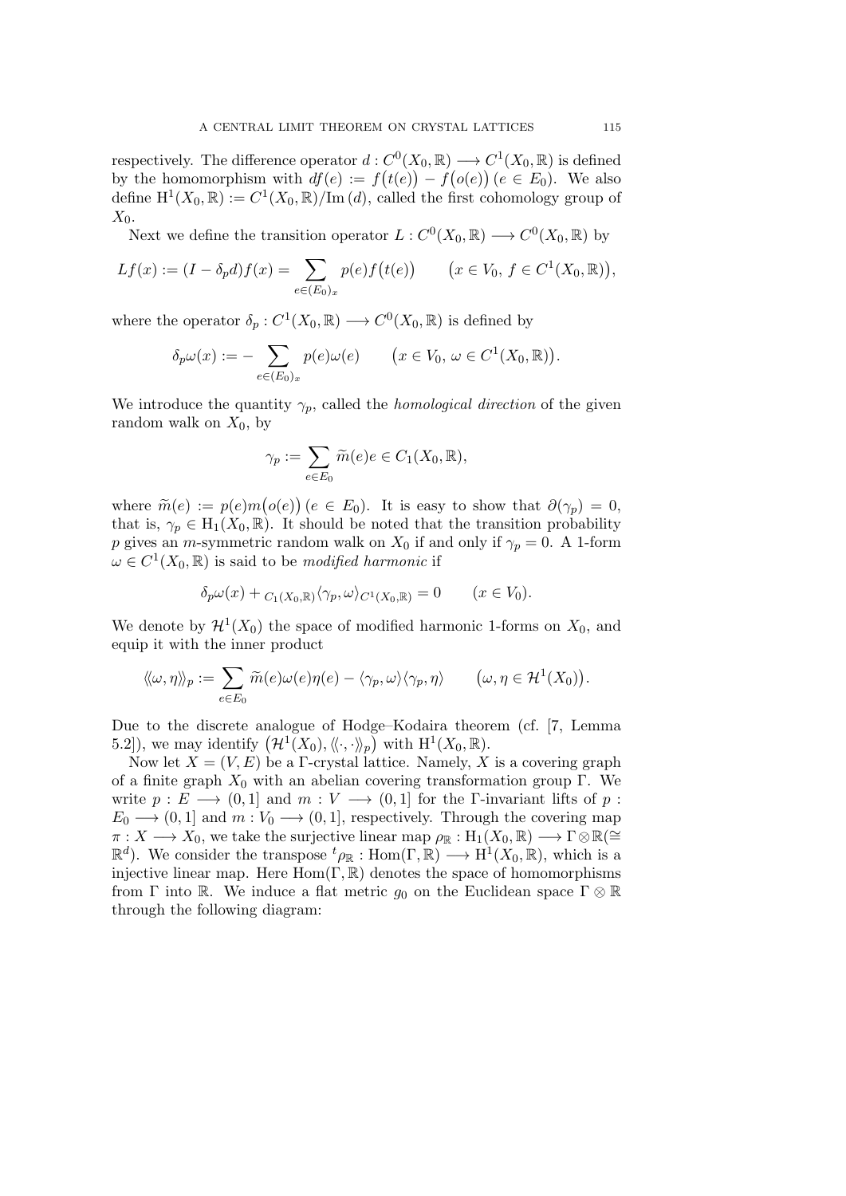respectively. The difference operator $d : C^0(X_0, \mathbb{R}) \longrightarrow C^1(X_0, \mathbb{R})$ is defined by the homomorphism with $df(e) := f\big(t(e)\big) - f\big(o(e)\big)$ $(e \in E_0)$. We also define $\mathrm{H}^1(X_0, \mathbb{R}) := C^1(X_0, \mathbb{R})/\mathrm{Im}\,(d)$, called the first cohomology group of $X_0$.

Next we define the transition operator $L : C^0(X_0, \mathbb{R}) \longrightarrow C^0(X_0, \mathbb{R})$ by

$$Lf(x) := (I - \delta_p d)f(x) = \sum_{e \in (E_0)_x} p(e) f\big(t(e)\big) \qquad \big(x \in V_0,\, f \in C^1(X_0, \mathbb{R})\big),$$

where the operator $\delta_p : C^1(X_0, \mathbb{R}) \longrightarrow C^0(X_0, \mathbb{R})$ is defined by

$$\delta_p \omega(x) := - \sum_{e \in (E_0)_x} p(e)\omega(e) \qquad \big(x \in V_0,\, \omega \in C^1(X_0, \mathbb{R})\big).$$

We introduce the quantity $\gamma_p$, called the *homological direction* of the given random walk on $X_0$, by

$$\gamma_p := \sum_{e \in E_0} \widetilde{m}(e) e \in C_1(X_0, \mathbb{R}),$$

where $\widetilde{m}(e) := p(e) m\big(o(e)\big)$ $(e \in E_0)$. It is easy to show that $\partial(\gamma_p) = 0$, that is, $\gamma_p \in \mathrm{H}_1(X_0, \mathbb{R})$. It should be noted that the transition probability $p$ gives an $m$-symmetric random walk on $X_0$ if and only if $\gamma_p = 0$. A 1-form $\omega \in C^1(X_0, \mathbb{R})$ is said to be *modified harmonic* if

$$\delta_p \omega(x) + {}_{C_1(X_0,\mathbb{R})}\langle \gamma_p, \omega \rangle_{C^1(X_0,\mathbb{R})} = 0 \qquad (x \in V_0).$$

We denote by $\mathcal{H}^1(X_0)$ the space of modified harmonic 1-forms on $X_0$, and equip it with the inner product

$$\langle\!\langle \omega, \eta \rangle\!\rangle_p := \sum_{e \in E_0} \widetilde{m}(e)\omega(e)\eta(e) - \langle \gamma_p, \omega \rangle \langle \gamma_p, \eta \rangle \qquad \big(\omega, \eta \in \mathcal{H}^1(X_0)\big).$$

Due to the discrete analogue of Hodge–Kodaira theorem (cf. [7, Lemma 5.2]), we may identify $\big(\mathcal{H}^1(X_0), \langle\!\langle \cdot, \cdot \rangle\!\rangle_p\big)$ with $\mathrm{H}^1(X_0, \mathbb{R})$.

Now let $X = (V, E)$ be a $\Gamma$-crystal lattice. Namely, $X$ is a covering graph of a finite graph $X_0$ with an abelian covering transformation group $\Gamma$. We write $p : E \longrightarrow (0, 1]$ and $m : V \longrightarrow (0, 1]$ for the $\Gamma$-invariant lifts of $p : E_0 \longrightarrow (0, 1]$ and $m : V_0 \longrightarrow (0, 1]$, respectively. Through the covering map $\pi : X \longrightarrow X_0$, we take the surjective linear map $\rho_{\mathbb{R}} : \mathrm{H}_1(X_0, \mathbb{R}) \longrightarrow \Gamma \otimes \mathbb{R} (\cong \mathbb{R}^d)$. We consider the transpose ${}^t\rho_{\mathbb{R}} : \mathrm{Hom}(\Gamma, \mathbb{R}) \longrightarrow \mathrm{H}^1(X_0, \mathbb{R})$, which is a injective linear map. Here $\mathrm{Hom}(\Gamma, \mathbb{R})$ denotes the space of homomorphisms from $\Gamma$ into $\mathbb{R}$. We induce a flat metric $g_0$ on the Euclidean space $\Gamma \otimes \mathbb{R}$ through the following diagram: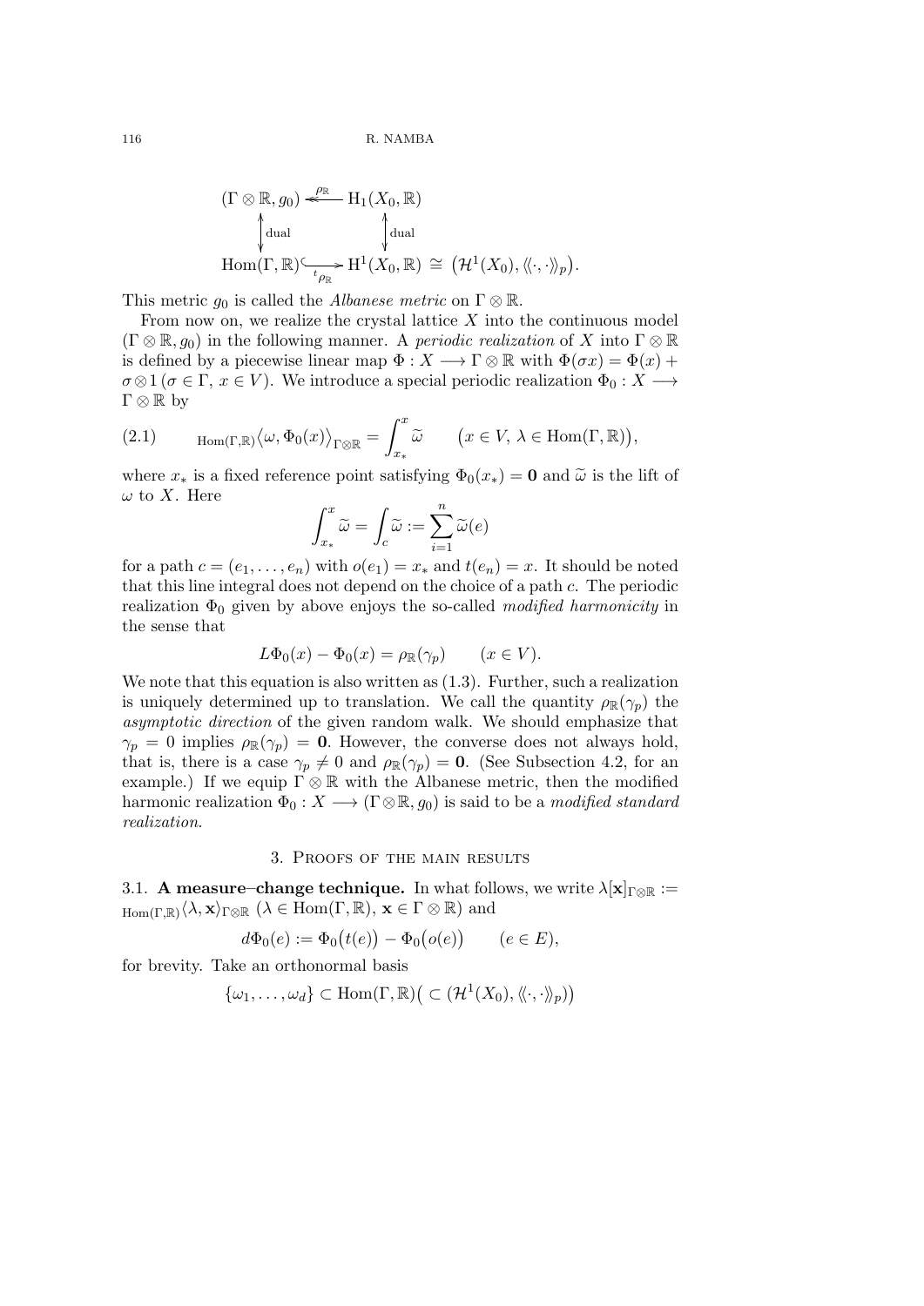$$
\begin{array}{ccc}
(\Gamma \otimes \mathbb{R}, g_0) & \overset{\rho_{\mathbb{R}}}{\twoheadleftarrow} & \mathrm{H}_1(X_0, \mathbb{R}) \\
\updownarrow \text{dual} & & \updownarrow \text{dual} \\
\mathrm{Hom}(\Gamma, \mathbb{R}) & \underset{{}^t\rho_{\mathbb{R}}}{\hookrightarrow} & \mathrm{H}^1(X_0, \mathbb{R}) \cong \big(\mathcal{H}^1(X_0), \langle\!\langle \cdot, \cdot \rangle\!\rangle_p\big).
\end{array}
$$

This metric $g_0$ is called the *Albanese metric* on $\Gamma \otimes \mathbb{R}$.

From now on, we realize the crystal lattice $X$ into the continuous model $(\Gamma \otimes \mathbb{R}, g_0)$ in the following manner. A *periodic realization* of $X$ into $\Gamma \otimes \mathbb{R}$ is defined by a piecewise linear map $\Phi : X \longrightarrow \Gamma \otimes \mathbb{R}$ with $\Phi(\sigma x) = \Phi(x) + \sigma \otimes 1$ $(\sigma \in \Gamma,\ x \in V)$. We introduce a special periodic realization $\Phi_0 : X \longrightarrow \Gamma \otimes \mathbb{R}$ by

$$
(2.1) \qquad {}_{\mathrm{Hom}(\Gamma,\mathbb{R})}\big\langle \omega, \Phi_0(x) \big\rangle_{\Gamma \otimes \mathbb{R}} = \int_{x_*}^{x} \widetilde{\omega} \qquad \big(x \in V,\ \lambda \in \mathrm{Hom}(\Gamma, \mathbb{R})\big),
$$

where $x_*$ is a fixed reference point satisfying $\Phi_0(x_*) = \mathbf{0}$ and $\widetilde{\omega}$ is the lift of $\omega$ to $X$. Here

$$
\int_{x_*}^{x} \widetilde{\omega} = \int_c \widetilde{\omega} := \sum_{i=1}^{n} \widetilde{\omega}(e)
$$

for a path $c = (e_1, \dots, e_n)$ with $o(e_1) = x_*$ and $t(e_n) = x$. It should be noted that this line integral does not depend on the choice of a path $c$. The periodic realization $\Phi_0$ given by above enjoys the so-called *modified harmonicity* in the sense that

$$
L\Phi_0(x) - \Phi_0(x) = \rho_{\mathbb{R}}(\gamma_p) \qquad (x \in V).
$$

We note that this equation is also written as (1.3). Further, such a realization is uniquely determined up to translation. We call the quantity $\rho_{\mathbb{R}}(\gamma_p)$ the *asymptotic direction* of the given random walk. We should emphasize that $\gamma_p = 0$ implies $\rho_{\mathbb{R}}(\gamma_p) = \mathbf{0}$. However, the converse does not always hold, that is, there is a case $\gamma_p \neq 0$ and $\rho_{\mathbb{R}}(\gamma_p) = \mathbf{0}$. (See Subsection 4.2, for an example.) If we equip $\Gamma \otimes \mathbb{R}$ with the Albanese metric, then the modified harmonic realization $\Phi_0 : X \longrightarrow (\Gamma \otimes \mathbb{R}, g_0)$ is said to be a *modified standard realization*.

## 3. Proofs of the main results

3.1. **A measure–change technique.** In what follows, we write $\lambda[\mathbf{x}]_{\Gamma \otimes \mathbb{R}} := {}_{\mathrm{Hom}(\Gamma,\mathbb{R})}\langle \lambda, \mathbf{x} \rangle_{\Gamma \otimes \mathbb{R}}$ $(\lambda \in \mathrm{Hom}(\Gamma, \mathbb{R}),\ \mathbf{x} \in \Gamma \otimes \mathbb{R})$ and

$$
d\Phi_0(e) := \Phi_0\big(t(e)\big) - \Phi_0\big(o(e)\big) \qquad (e \in E),
$$

for brevity. Take an orthonormal basis

$$
\{\omega_1, \dots, \omega_d\} \subset \mathrm{Hom}(\Gamma, \mathbb{R})\big( \subset (\mathcal{H}^1(X_0), \langle\!\langle \cdot, \cdot \rangle\!\rangle_p)\big)
$$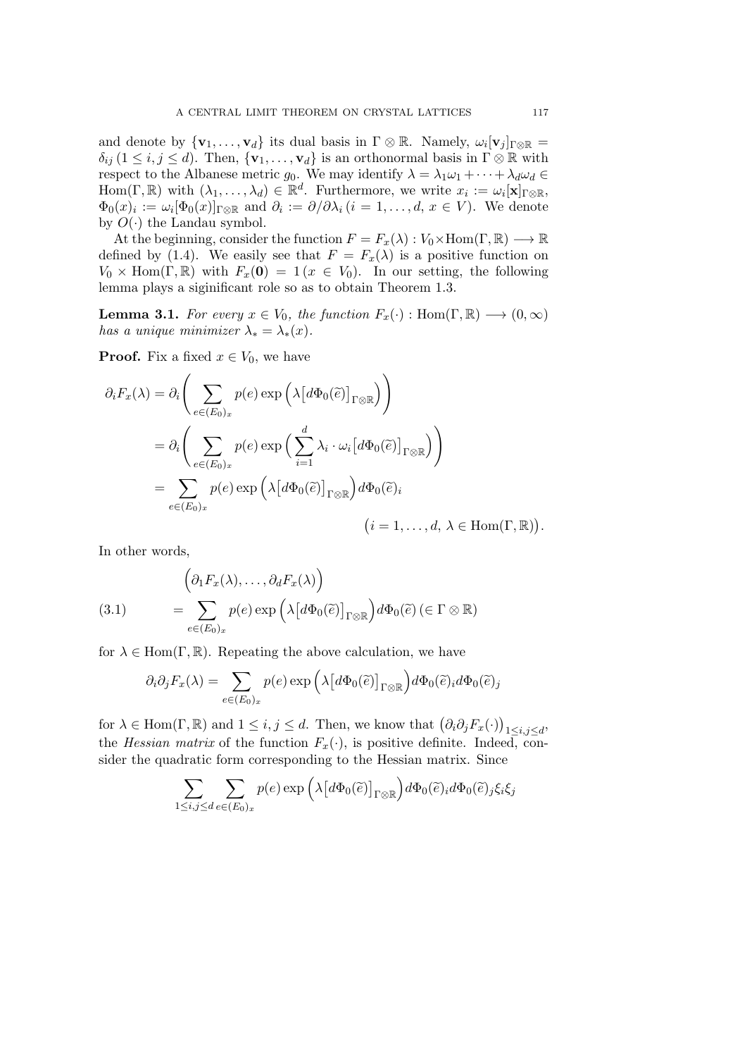and denote by $\{\mathbf{v}_1, \ldots, \mathbf{v}_d\}$ its dual basis in $\Gamma \otimes \mathbb{R}$. Namely, $\omega_i[\mathbf{v}_j]_{\Gamma\otimes\mathbb{R}} = \delta_{ij}\,(1 \leq i, j \leq d)$. Then, $\{\mathbf{v}_1, \ldots, \mathbf{v}_d\}$ is an orthonormal basis in $\Gamma \otimes \mathbb{R}$ with respect to the Albanese metric $g_0$. We may identify $\lambda = \lambda_1\omega_1 + \cdots + \lambda_d\omega_d \in \mathrm{Hom}(\Gamma, \mathbb{R})$ with $(\lambda_1, \ldots, \lambda_d) \in \mathbb{R}^d$. Furthermore, we write $x_i := \omega_i[\mathbf{x}]_{\Gamma\otimes\mathbb{R}}$, $\Phi_0(x)_i := \omega_i[\Phi_0(x)]_{\Gamma\otimes\mathbb{R}}$ and $\partial_i := \partial/\partial\lambda_i\,(i = 1, \ldots, d,\, x \in V)$. We denote by $O(\cdot)$ the Landau symbol.

At the beginning, consider the function $F = F_x(\lambda) : V_0 \times \mathrm{Hom}(\Gamma, \mathbb{R}) \longrightarrow \mathbb{R}$ defined by (1.4). We easily see that $F = F_x(\lambda)$ is a positive function on $V_0 \times \mathrm{Hom}(\Gamma, \mathbb{R})$ with $F_x(\mathbf{0}) = 1\,(x \in V_0)$. In our setting, the following lemma plays a siginificant role so as to obtain Theorem 1.3.

**Lemma 3.1.** *For every $x \in V_0$, the function $F_x(\cdot) : \mathrm{Hom}(\Gamma, \mathbb{R}) \longrightarrow (0, \infty)$ has a unique minimizer $\lambda_* = \lambda_*(x)$.*

**Proof.** Fix a fixed $x \in V_0$, we have

$$
\begin{aligned}
\partial_i F_x(\lambda) &= \partial_i\Bigg(\sum_{e\in(E_0)_x} p(e)\exp\Big(\lambda\big[d\Phi_0(\widetilde{e})\big]_{\Gamma\otimes\mathbb{R}}\Big)\Bigg)\\
&= \partial_i\Bigg(\sum_{e\in(E_0)_x} p(e)\exp\Big(\sum_{i=1}^{d}\lambda_i\cdot\omega_i\big[d\Phi_0(\widetilde{e})\big]_{\Gamma\otimes\mathbb{R}}\Big)\Bigg)\\
&= \sum_{e\in(E_0)_x} p(e)\exp\Big(\lambda\big[d\Phi_0(\widetilde{e})\big]_{\Gamma\otimes\mathbb{R}}\Big)d\Phi_0(\widetilde{e})_i\\
&\qquad\qquad\qquad\qquad\qquad\qquad\big(i = 1, \ldots, d,\ \lambda \in \mathrm{Hom}(\Gamma, \mathbb{R})\big).
\end{aligned}
$$

In other words,

$$
\begin{aligned}
&\Big(\partial_1 F_x(\lambda), \ldots, \partial_d F_x(\lambda)\Big)\\
&\quad= \sum_{e\in(E_0)_x} p(e)\exp\Big(\lambda\big[d\Phi_0(\widetilde{e})\big]_{\Gamma\otimes\mathbb{R}}\Big)d\Phi_0(\widetilde{e})\ (\in \Gamma\otimes\mathbb{R})
\end{aligned}
\tag{3.1}
$$

for $\lambda \in \mathrm{Hom}(\Gamma, \mathbb{R})$. Repeating the above calculation, we have

$$
\partial_i\partial_j F_x(\lambda) = \sum_{e\in(E_0)_x} p(e)\exp\Big(\lambda\big[d\Phi_0(\widetilde{e})\big]_{\Gamma\otimes\mathbb{R}}\Big)d\Phi_0(\widetilde{e})_i d\Phi_0(\widetilde{e})_j
$$

for $\lambda \in \mathrm{Hom}(\Gamma, \mathbb{R})$ and $1 \leq i, j \leq d$. Then, we know that $\big(\partial_i\partial_j F_x(\cdot)\big)_{1\leq i,j\leq d}$, the *Hessian matrix* of the function $F_x(\cdot)$, is positive definite. Indeed, consider the quadratic form corresponding to the Hessian matrix. Since

$$
\sum_{1\leq i,j\leq d}\ \sum_{e\in(E_0)_x} p(e)\exp\Big(\lambda\big[d\Phi_0(\widetilde{e})\big]_{\Gamma\otimes\mathbb{R}}\Big)d\Phi_0(\widetilde{e})_i d\Phi_0(\widetilde{e})_j\xi_i\xi_j
$$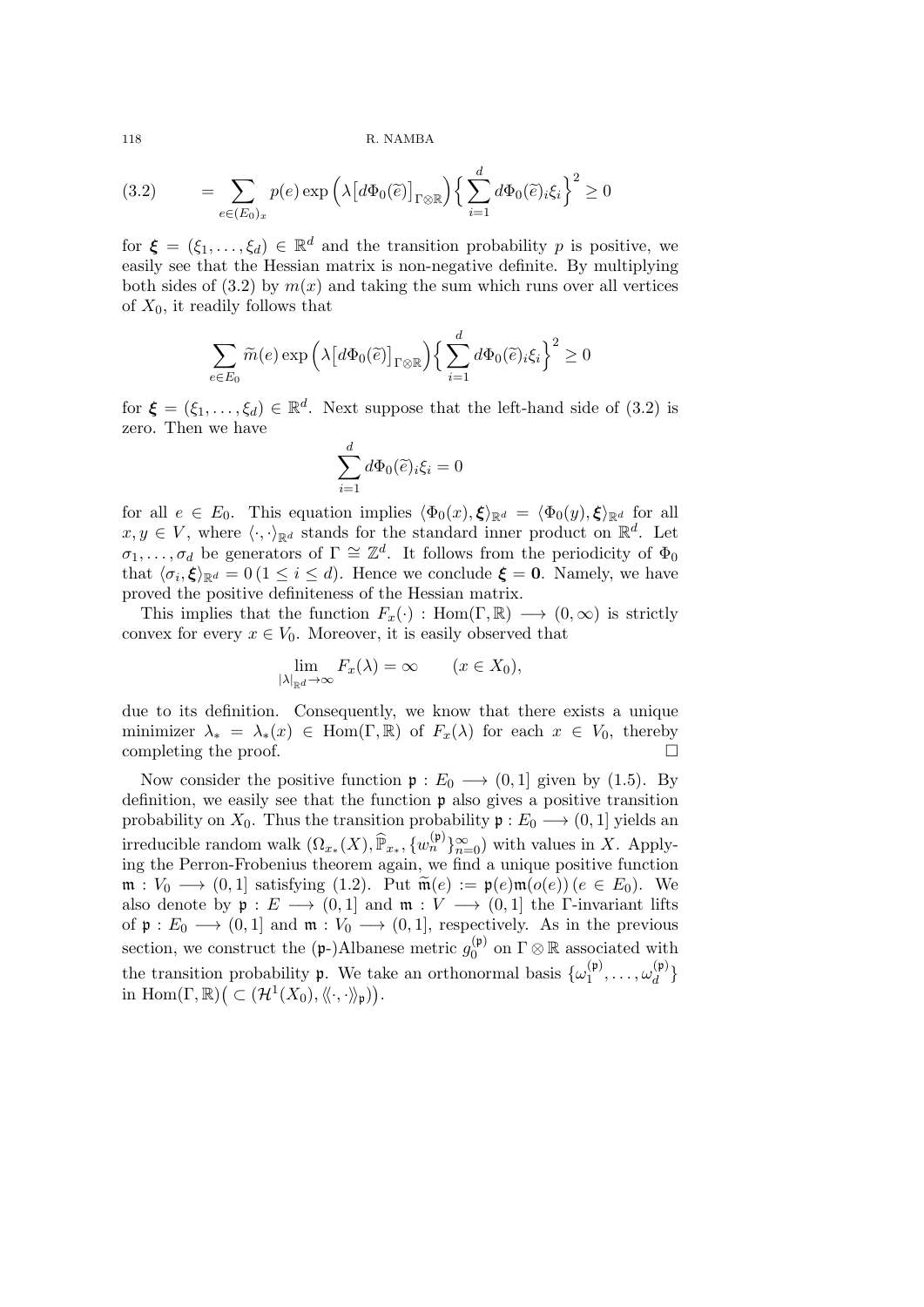$$
(3.2) \qquad = \sum_{e \in (E_0)_x} p(e) \exp\Big(\lambda\big[d\Phi_0(\widetilde{e})\big]_{\Gamma\otimes\mathbb{R}}\Big)\Big\{\sum_{i=1}^{d} d\Phi_0(\widetilde{e})_i \xi_i\Big\}^2 \geq 0
$$

for $\boldsymbol{\xi} = (\xi_1, \dots, \xi_d) \in \mathbb{R}^d$ and the transition probability $p$ is positive, we easily see that the Hessian matrix is non-negative definite. By multiplying both sides of (3.2) by $m(x)$ and taking the sum which runs over all vertices of $X_0$, it readily follows that

$$
\sum_{e \in E_0} \widetilde{m}(e) \exp\Big(\lambda\big[d\Phi_0(\widetilde{e})\big]_{\Gamma\otimes\mathbb{R}}\Big)\Big\{\sum_{i=1}^{d} d\Phi_0(\widetilde{e})_i \xi_i\Big\}^2 \geq 0
$$

for $\boldsymbol{\xi} = (\xi_1, \dots, \xi_d) \in \mathbb{R}^d$. Next suppose that the left-hand side of (3.2) is zero. Then we have

$$
\sum_{i=1}^{d} d\Phi_0(\widetilde{e})_i \xi_i = 0
$$

for all $e \in E_0$. This equation implies $\langle \Phi_0(x), \boldsymbol{\xi}\rangle_{\mathbb{R}^d} = \langle \Phi_0(y), \boldsymbol{\xi}\rangle_{\mathbb{R}^d}$ for all $x, y \in V$, where $\langle \cdot, \cdot \rangle_{\mathbb{R}^d}$ stands for the standard inner product on $\mathbb{R}^d$. Let $\sigma_1, \dots, \sigma_d$ be generators of $\Gamma \cong \mathbb{Z}^d$. It follows from the periodicity of $\Phi_0$ that $\langle \sigma_i, \boldsymbol{\xi}\rangle_{\mathbb{R}^d} = 0 \, (1 \leq i \leq d)$. Hence we conclude $\boldsymbol{\xi} = \mathbf{0}$. Namely, we have proved the positive definiteness of the Hessian matrix.

This implies that the function $F_x(\cdot) : \mathrm{Hom}(\Gamma, \mathbb{R}) \longrightarrow (0, \infty)$ is strictly convex for every $x \in V_0$. Moreover, it is easily observed that

$$
\lim_{|\lambda|_{\mathbb{R}^d} \to \infty} F_x(\lambda) = \infty \qquad (x \in X_0),
$$

due to its definition. Consequently, we know that there exists a unique minimizer $\lambda_* = \lambda_*(x) \in \mathrm{Hom}(\Gamma, \mathbb{R})$ of $F_x(\lambda)$ for each $x \in V_0$, thereby completing the proof. $\square$

Now consider the positive function $\mathfrak{p} : E_0 \longrightarrow (0, 1]$ given by (1.5). By definition, we easily see that the function $\mathfrak{p}$ also gives a positive transition probability on $X_0$. Thus the transition probability $\mathfrak{p} : E_0 \longrightarrow (0, 1]$ yields an irreducible random walk $(\Omega_{x_*}(X), \widehat{\mathbb{P}}_{x_*}, \{w_n^{(\mathfrak{p})}\}_{n=0}^{\infty})$ with values in $X$. Applying the Perron-Frobenius theorem again, we find a unique positive function $\mathfrak{m} : V_0 \longrightarrow (0, 1]$ satisfying (1.2). Put $\widetilde{\mathfrak{m}}(e) := \mathfrak{p}(e)\mathfrak{m}(o(e)) \, (e \in E_0)$. We also denote by $\mathfrak{p} : E \longrightarrow (0, 1]$ and $\mathfrak{m} : V \longrightarrow (0, 1]$ the $\Gamma$-invariant lifts of $\mathfrak{p} : E_0 \longrightarrow (0, 1]$ and $\mathfrak{m} : V_0 \longrightarrow (0, 1]$, respectively. As in the previous section, we construct the ($\mathfrak{p}$-)Albanese metric $g_0^{(\mathfrak{p})}$ on $\Gamma \otimes \mathbb{R}$ associated with the transition probability $\mathfrak{p}$. We take an orthonormal basis $\{\omega_1^{(\mathfrak{p})}, \dots, \omega_d^{(\mathfrak{p})}\}$ in $\mathrm{Hom}(\Gamma, \mathbb{R}) \big(\subset (\mathcal{H}^1(X_0), \langle\!\langle \cdot, \cdot \rangle\!\rangle_{\mathfrak{p}})\big)$.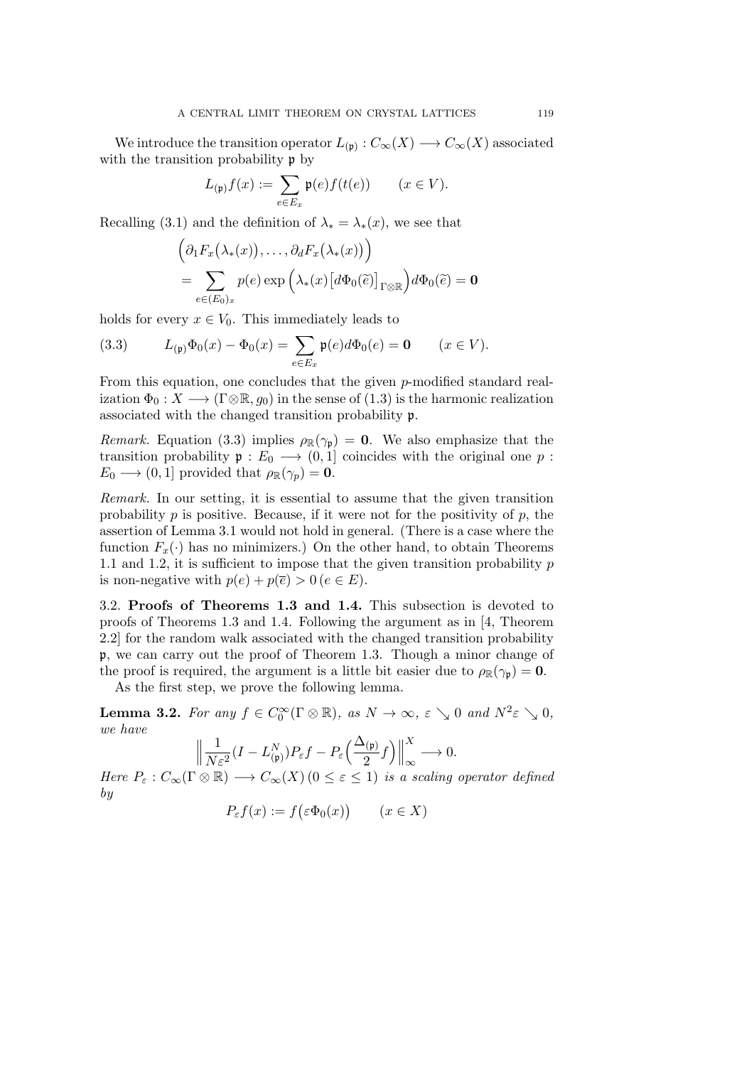We introduce the transition operator $L_{(\mathfrak{p})} : C_\infty(X) \longrightarrow C_\infty(X)$ associated with the transition probability $\mathfrak{p}$ by

$$L_{(\mathfrak{p})} f(x) := \sum_{e \in E_x} \mathfrak{p}(e) f(t(e)) \qquad (x \in V).$$

Recalling (3.1) and the definition of $\lambda_* = \lambda_*(x)$, we see that

$$\begin{aligned}
&\Big( \partial_1 F_x\big(\lambda_*(x)\big), \dots, \partial_d F_x\big(\lambda_*(x)\big) \Big) \\
&= \sum_{e \in (E_0)_x} p(e) \exp\Big( \lambda_*(x) \big[ d\Phi_0(\widetilde{e}) \big]_{\Gamma \otimes \mathbb{R}} \Big) d\Phi_0(\widetilde{e}) = \mathbf{0}
\end{aligned}$$

holds for every $x \in V_0$. This immediately leads to

$$L_{(\mathfrak{p})} \Phi_0(x) - \Phi_0(x) = \sum_{e \in E_x} \mathfrak{p}(e) d\Phi_0(e) = \mathbf{0} \qquad (x \in V). \tag{3.3}$$

From this equation, one concludes that the given $p$-modified standard realization $\Phi_0 : X \longrightarrow (\Gamma \otimes \mathbb{R}, g_0)$ in the sense of (1.3) is the harmonic realization associated with the changed transition probability $\mathfrak{p}$.

*Remark.* Equation (3.3) implies $\rho_{\mathbb{R}}(\gamma_{\mathfrak{p}}) = \mathbf{0}$. We also emphasize that the transition probability $\mathfrak{p} : E_0 \longrightarrow (0, 1]$ coincides with the original one $p : E_0 \longrightarrow (0, 1]$ provided that $\rho_{\mathbb{R}}(\gamma_p) = \mathbf{0}$.

*Remark.* In our setting, it is essential to assume that the given transition probability $p$ is positive. Because, if it were not for the positivity of $p$, the assertion of Lemma 3.1 would not hold in general. (There is a case where the function $F_x(\cdot)$ has no minimizers.) On the other hand, to obtain Theorems 1.1 and 1.2, it is sufficient to impose that the given transition probability $p$ is non-negative with $p(e) + p(\overline{e}) > 0 \, (e \in E)$.

3.2. **Proofs of Theorems 1.3 and 1.4.** This subsection is devoted to proofs of Theorems 1.3 and 1.4. Following the argument as in [4, Theorem 2.2] for the random walk associated with the changed transition probability $\mathfrak{p}$, we can carry out the proof of Theorem 1.3. Though a minor change of the proof is required, the argument is a little bit easier due to $\rho_{\mathbb{R}}(\gamma_{\mathfrak{p}}) = \mathbf{0}$.

As the first step, we prove the following lemma.

**Lemma 3.2.** *For any $f \in C_0^\infty(\Gamma \otimes \mathbb{R})$, as $N \to \infty$, $\varepsilon \searrow 0$ and $N^2 \varepsilon \searrow 0$, we have*

$$\Big\| \frac{1}{N\varepsilon^2} (I - L_{(\mathfrak{p})}^N) P_\varepsilon f - P_\varepsilon \Big( \frac{\Delta_{(\mathfrak{p})}}{2} f \Big) \Big\|_\infty^X \longrightarrow 0.$$

*Here $P_\varepsilon : C_\infty(\Gamma \otimes \mathbb{R}) \longrightarrow C_\infty(X) \, (0 \le \varepsilon \le 1)$ is a scaling operator defined by*

$$P_\varepsilon f(x) := f\big(\varepsilon \Phi_0(x)\big) \qquad (x \in X)$$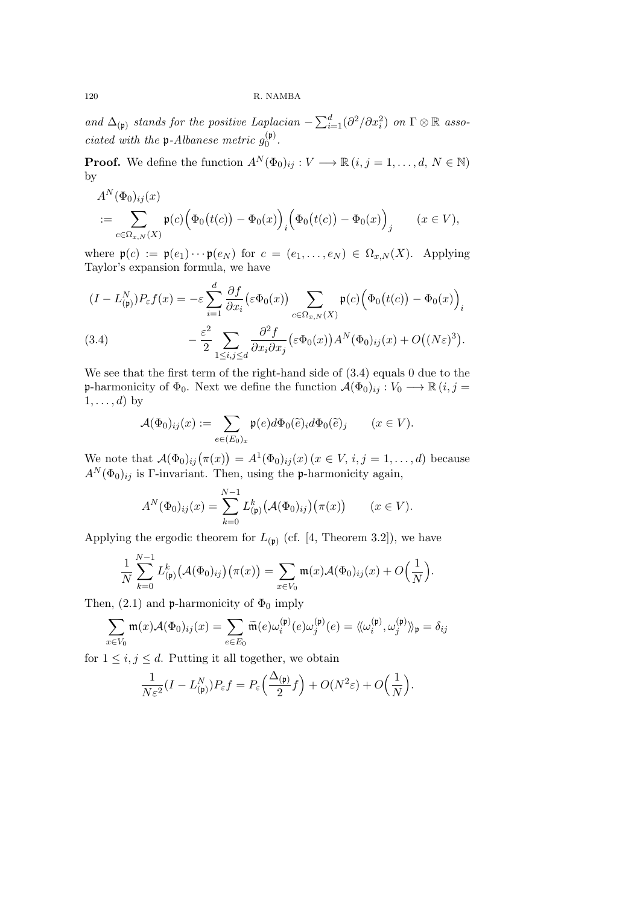*and* $\Delta_{(\mathfrak{p})}$ *stands for the positive Laplacian* $-\sum_{i=1}^{d}(\partial^2/\partial x_i^2)$ *on* $\Gamma\otimes\mathbb{R}$ *associated with the* $\mathfrak{p}$*-Albanese metric* $g_0^{(\mathfrak{p})}$.

**Proof.** We define the function $A^N(\Phi_0)_{ij} : V \longrightarrow \mathbb{R}\,(i,j=1,\dots,d,\ N\in\mathbb{N})$ by

$$
\begin{aligned}
&A^N(\Phi_0)_{ij}(x)\\
&:= \sum_{c\in\Omega_{x,N}(X)} \mathfrak{p}(c)\Big(\Phi_0\big(t(c)\big)-\Phi_0(x)\Big)_i\Big(\Phi_0\big(t(c)\big)-\Phi_0(x)\Big)_j \qquad (x\in V),
\end{aligned}
$$

where $\mathfrak{p}(c) := \mathfrak{p}(e_1)\cdots\mathfrak{p}(e_N)$ for $c=(e_1,\dots,e_N)\in\Omega_{x,N}(X)$. Applying Taylor's expansion formula, we have

$$
\begin{aligned}
(I-L_{(\mathfrak{p})}^N)P_\varepsilon f(x) &= -\varepsilon\sum_{i=1}^{d}\frac{\partial f}{\partial x_i}\big(\varepsilon\Phi_0(x)\big)\sum_{c\in\Omega_{x,N}(X)}\mathfrak{p}(c)\Big(\Phi_0\big(t(c)\big)-\Phi_0(x)\Big)_i\\
&\quad -\frac{\varepsilon^2}{2}\sum_{1\le i,j\le d}\frac{\partial^2 f}{\partial x_i\partial x_j}\big(\varepsilon\Phi_0(x)\big)A^N(\Phi_0)_{ij}(x)+O\big((N\varepsilon)^3\big).
\end{aligned}
\tag{3.4}
$$

We see that the first term of the right-hand side of (3.4) equals 0 due to the $\mathfrak{p}$-harmonicity of $\Phi_0$. Next we define the function $\mathcal{A}(\Phi_0)_{ij} : V_0 \longrightarrow \mathbb{R}\,(i,j=1,\dots,d)$ by

$$
\mathcal{A}(\Phi_0)_{ij}(x) := \sum_{e\in(E_0)_x}\mathfrak{p}(e)d\Phi_0(\widetilde{e})_i d\Phi_0(\widetilde{e})_j \qquad (x\in V).
$$

We note that $\mathcal{A}(\Phi_0)_{ij}\big(\pi(x)\big) = A^1(\Phi_0)_{ij}(x)\,(x\in V,\ i,j=1,\dots,d)$ because $A^N(\Phi_0)_{ij}$ is $\Gamma$-invariant. Then, using the $\mathfrak{p}$-harmonicity again,

$$
A^N(\Phi_0)_{ij}(x) = \sum_{k=0}^{N-1}L_{(\mathfrak{p})}^k\big(\mathcal{A}(\Phi_0)_{ij}\big)\big(\pi(x)\big) \qquad (x\in V).
$$

Applying the ergodic theorem for $L_{(\mathfrak{p})}$ (cf. [4, Theorem 3.2]), we have

$$
\frac{1}{N}\sum_{k=0}^{N-1}L_{(\mathfrak{p})}^k\big(\mathcal{A}(\Phi_0)_{ij}\big)\big(\pi(x)\big) = \sum_{x\in V_0}\mathfrak{m}(x)\mathcal{A}(\Phi_0)_{ij}(x)+O\Big(\frac{1}{N}\Big).
$$

Then, (2.1) and $\mathfrak{p}$-harmonicity of $\Phi_0$ imply

$$
\sum_{x\in V_0}\mathfrak{m}(x)\mathcal{A}(\Phi_0)_{ij}(x) = \sum_{e\in E_0}\widetilde{\mathfrak{m}}(e)\omega_i^{(\mathfrak{p})}(e)\omega_j^{(\mathfrak{p})}(e) = \langle\!\langle \omega_i^{(\mathfrak{p})},\omega_j^{(\mathfrak{p})}\rangle\!\rangle_{\mathfrak{p}} = \delta_{ij}
$$

for $1\le i,j\le d$. Putting it all together, we obtain

$$
\frac{1}{N\varepsilon^2}(I-L_{(\mathfrak{p})}^N)P_\varepsilon f = P_\varepsilon\Big(\frac{\Delta_{(\mathfrak{p})}}{2}f\Big)+O(N^2\varepsilon)+O\Big(\frac{1}{N}\Big).
$$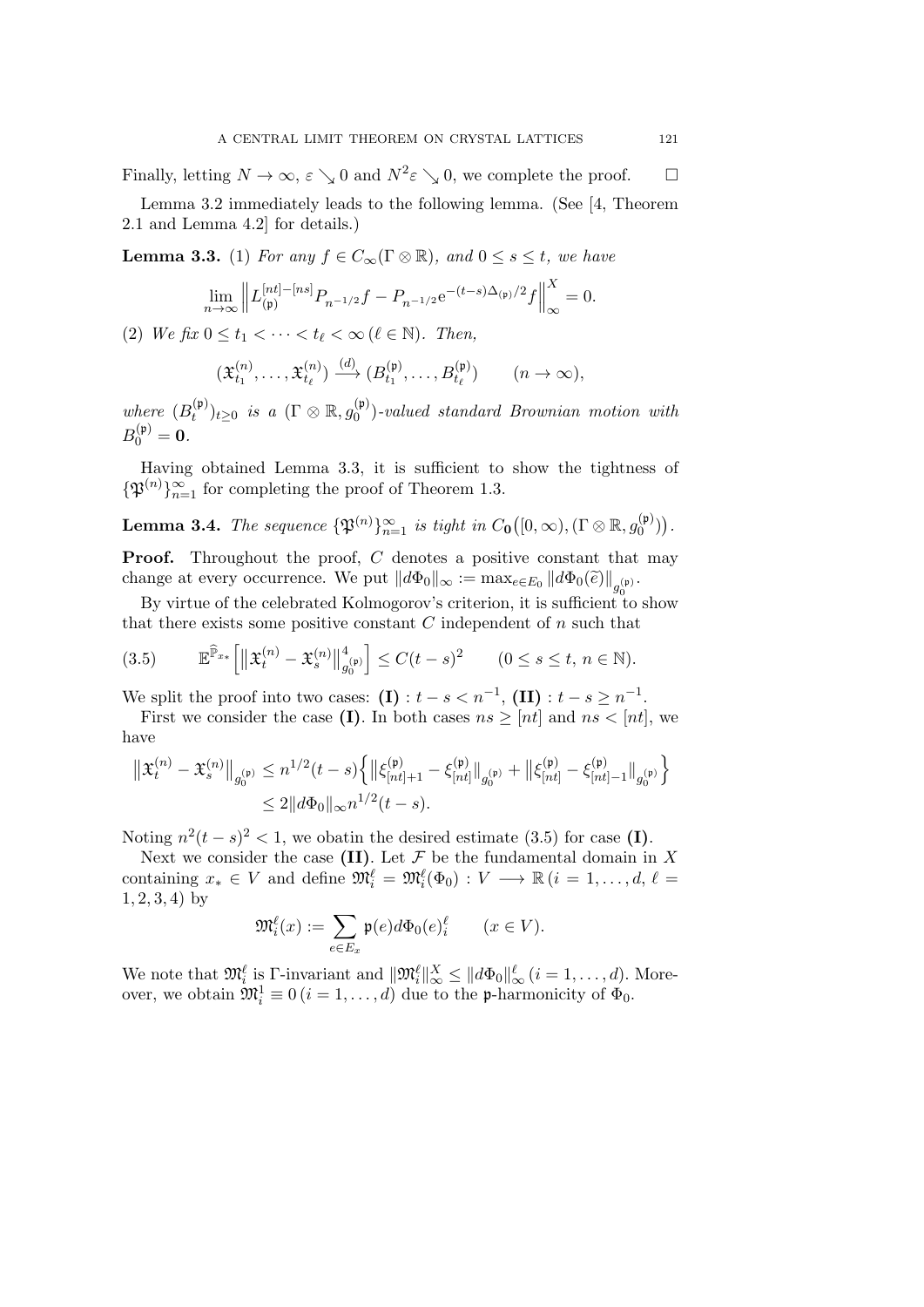Finally, letting $N \to \infty$, $\varepsilon \searrow 0$ and $N^2\varepsilon \searrow 0$, we complete the proof. $\square$

Lemma 3.2 immediately leads to the following lemma. (See [4, Theorem 2.1 and Lemma 4.2] for details.)

**Lemma 3.3.** (1) *For any $f \in C_\infty(\Gamma \otimes \mathbb{R})$, and $0 \leq s \leq t$, we have*

$$\lim_{n\to\infty} \Big\| L_{(\mathfrak{p})}^{[nt]-[ns]} P_{n^{-1/2}} f - P_{n^{-1/2}} \mathrm{e}^{-(t-s)\Delta_{(\mathfrak{p})}/2} f \Big\|_\infty^X = 0.$$

(2) *We fix $0 \leq t_1 < \cdots < t_\ell < \infty \, (\ell \in \mathbb{N})$. Then,*

$$(\mathfrak{X}_{t_1}^{(n)}, \dots, \mathfrak{X}_{t_\ell}^{(n)}) \xrightarrow{(d)} (B_{t_1}^{(\mathfrak{p})}, \dots, B_{t_\ell}^{(\mathfrak{p})}) \qquad (n \to \infty),$$

*where $(B_t^{(\mathfrak{p})})_{t\geq 0}$ is a $(\Gamma \otimes \mathbb{R}, g_0^{(\mathfrak{p})})$-valued standard Brownian motion with $B_0^{(\mathfrak{p})} = \mathbf{0}$.*

Having obtained Lemma 3.3, it is sufficient to show the tightness of $\{\mathfrak{P}^{(n)}\}_{n=1}^\infty$ for completing the proof of Theorem 1.3.

**Lemma 3.4.** *The sequence $\{\mathfrak{P}^{(n)}\}_{n=1}^\infty$ is tight in $C_{\mathbf{0}}\big([0,\infty), (\Gamma \otimes \mathbb{R}, g_0^{(\mathfrak{p})})\big)$.*

**Proof.** Throughout the proof, $C$ denotes a positive constant that may change at every occurrence. We put $\|d\Phi_0\|_\infty := \max_{e\in E_0} \|d\Phi_0(\widetilde{e})\|_{g_0^{(\mathfrak{p})}}$.

By virtue of the celebrated Kolmogorov's criterion, it is sufficient to show that there exists some positive constant $C$ independent of $n$ such that

$$\mathbb{E}^{\widehat{\mathbb{P}}_{x_*}}\Big[\big\|\mathfrak{X}_t^{(n)} - \mathfrak{X}_s^{(n)}\big\|_{g_0^{(\mathfrak{p})}}^4\Big] \leq C(t-s)^2 \qquad (0 \leq s \leq t, \, n \in \mathbb{N}). \tag{3.5}$$

We split the proof into two cases: **(I)** : $t - s < n^{-1}$, **(II)** : $t - s \geq n^{-1}$.

First we consider the case **(I)**. In both cases $ns \geq [nt]$ and $ns < [nt]$, we have

$$\begin{aligned}
\big\|\mathfrak{X}_t^{(n)} - \mathfrak{X}_s^{(n)}\big\|_{g_0^{(\mathfrak{p})}} &\leq n^{1/2}(t-s)\Big\{\big\|\xi_{[nt]+1}^{(\mathfrak{p})} - \xi_{[nt]}^{(\mathfrak{p})}\big\|_{g_0^{(\mathfrak{p})}} + \big\|\xi_{[nt]}^{(\mathfrak{p})} - \xi_{[nt]-1}^{(\mathfrak{p})}\big\|_{g_0^{(\mathfrak{p})}}\Big\} \\
&\leq 2\|d\Phi_0\|_\infty n^{1/2}(t-s).
\end{aligned}$$

Noting $n^2(t-s)^2 < 1$, we obatin the desired estimate (3.5) for case **(I)**.

Next we consider the case **(II)**. Let $\mathcal{F}$ be the fundamental domain in $X$ containing $x_* \in V$ and define $\mathfrak{M}_i^\ell = \mathfrak{M}_i^\ell(\Phi_0) : V \longrightarrow \mathbb{R} \, (i = 1, \dots, d, \, \ell = 1, 2, 3, 4)$ by

$$\mathfrak{M}_i^\ell(x) := \sum_{e\in E_x} \mathfrak{p}(e) d\Phi_0(e)_i^\ell \qquad (x \in V).$$

We note that $\mathfrak{M}_i^\ell$ is $\Gamma$-invariant and $\|\mathfrak{M}_i^\ell\|_\infty^X \leq \|d\Phi_0\|_\infty^\ell \, (i = 1, \dots, d)$. Moreover, we obtain $\mathfrak{M}_i^1 \equiv 0 \, (i = 1, \dots, d)$ due to the $\mathfrak{p}$-harmonicity of $\Phi_0$.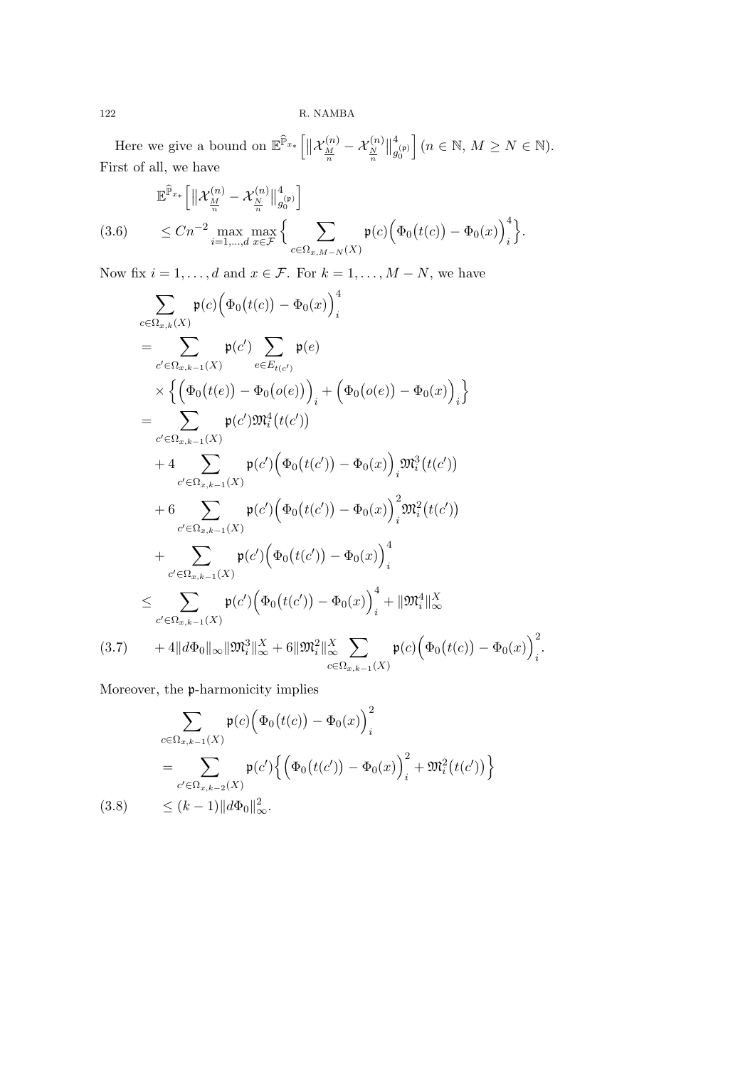Here we give a bound on $\mathbb{E}^{\widehat{\mathbb{P}}_{x_*}}\Big[\big\|\mathcal{X}^{(n)}_{\frac{M}{n}} - \mathcal{X}^{(n)}_{\frac{N}{n}}\big\|^4_{g_0^{(\mathfrak{p})}}\Big]$ ($n \in \mathbb{N}$, $M \geq N \in \mathbb{N}$). First of all, we have

$$
\begin{aligned}
&\mathbb{E}^{\widehat{\mathbb{P}}_{x_*}}\Big[\big\|\mathcal{X}^{(n)}_{\frac{M}{n}} - \mathcal{X}^{(n)}_{\frac{N}{n}}\big\|^4_{g_0^{(\mathfrak{p})}}\Big] \\
&\leq Cn^{-2} \max_{i=1,\dots,d} \max_{x \in \mathcal{F}} \Big\{ \sum_{c \in \Omega_{x,M-N}(X)} \mathfrak{p}(c)\Big(\Phi_0\big(t(c)\big) - \Phi_0(x)\Big)_i^4 \Big\}.
\end{aligned}
\tag{3.6}
$$

Now fix $i = 1, \dots, d$ and $x \in \mathcal{F}$. For $k = 1, \dots, M-N$, we have

$$
\begin{aligned}
&\sum_{c \in \Omega_{x,k}(X)} \mathfrak{p}(c)\Big(\Phi_0\big(t(c)\big) - \Phi_0(x)\Big)_i^4 \\
&= \sum_{c' \in \Omega_{x,k-1}(X)} \mathfrak{p}(c') \sum_{e \in E_{t(c')}} \mathfrak{p}(e) \\
&\quad \times \Big\{ \Big(\Phi_0\big(t(e)\big) - \Phi_0\big(o(e)\big)\Big)_i + \Big(\Phi_0\big(o(e)\big) - \Phi_0(x)\Big)_i \Big\} \\
&= \sum_{c' \in \Omega_{x,k-1}(X)} \mathfrak{p}(c')\mathfrak{M}_i^4\big(t(c')\big) \\
&\quad + 4 \sum_{c' \in \Omega_{x,k-1}(X)} \mathfrak{p}(c')\Big(\Phi_0\big(t(c')\big) - \Phi_0(x)\Big)_i \mathfrak{M}_i^3\big(t(c')\big) \\
&\quad + 6 \sum_{c' \in \Omega_{x,k-1}(X)} \mathfrak{p}(c')\Big(\Phi_0\big(t(c')\big) - \Phi_0(x)\Big)_i^2 \mathfrak{M}_i^2\big(t(c')\big) \\
&\quad + \sum_{c' \in \Omega_{x,k-1}(X)} \mathfrak{p}(c')\Big(\Phi_0\big(t(c')\big) - \Phi_0(x)\Big)_i^4 \\
&\leq \sum_{c' \in \Omega_{x,k-1}(X)} \mathfrak{p}(c')\Big(\Phi_0\big(t(c')\big) - \Phi_0(x)\Big)_i^4 + \|\mathfrak{M}_i^4\|_\infty^X \\
&\quad + 4\|d\Phi_0\|_\infty \|\mathfrak{M}_i^3\|_\infty^X + 6\|\mathfrak{M}_i^2\|_\infty^X \sum_{c \in \Omega_{x,k-1}(X)} \mathfrak{p}(c)\Big(\Phi_0\big(t(c)\big) - \Phi_0(x)\Big)_i^2.
\end{aligned}
\tag{3.7}
$$

Moreover, the $\mathfrak{p}$-harmonicity implies

$$
\begin{aligned}
&\sum_{c \in \Omega_{x,k-1}(X)} \mathfrak{p}(c)\Big(\Phi_0\big(t(c)\big) - \Phi_0(x)\Big)_i^2 \\
&= \sum_{c' \in \Omega_{x,k-2}(X)} \mathfrak{p}(c')\Big\{ \Big(\Phi_0\big(t(c')\big) - \Phi_0(x)\Big)_i^2 + \mathfrak{M}_i^2\big(t(c')\big) \Big\} \\
&\leq (k-1)\|d\Phi_0\|_\infty^2.
\end{aligned}
\tag{3.8}
$$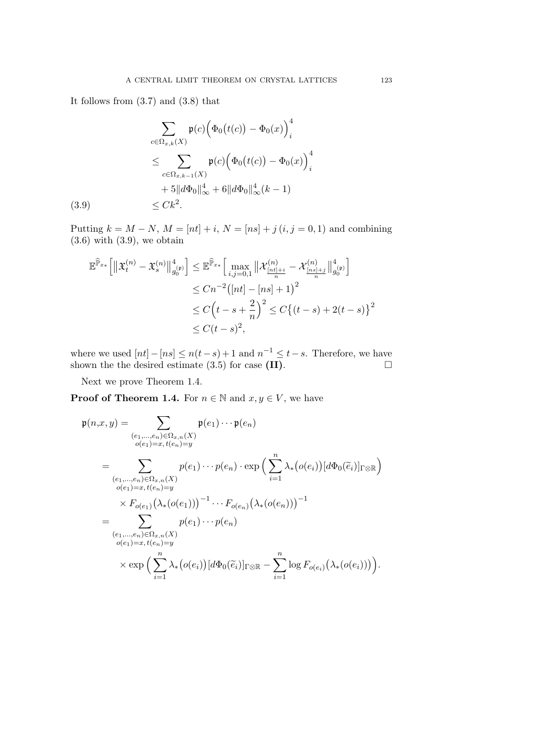It follows from (3.7) and (3.8) that

$$
\begin{aligned}
&\sum_{c\in\Omega_{x,k}(X)} \mathfrak{p}(c)\Big(\Phi_0\big(t(c)\big)-\Phi_0(x)\Big)_i^4 \\
&\le \sum_{c\in\Omega_{x,k-1}(X)} \mathfrak{p}(c)\Big(\Phi_0\big(t(c)\big)-\Phi_0(x)\Big)_i^4 \\
&\quad + 5\|d\Phi_0\|_\infty^4 + 6\|d\Phi_0\|_\infty^4(k-1) \\
&\le Ck^2. \qquad (3.9)
\end{aligned}
$$

Putting $k = M-N$, $M=[nt]+i$, $N=[ns]+j\,(i,j=0,1)$ and combining (3.6) with (3.9), we obtain

$$
\begin{aligned}
\mathbb{E}^{\widehat{\mathbb{P}}_{x*}}\Big[\big\|\mathfrak{X}_t^{(n)}-\mathfrak{X}_s^{(n)}\big\|_{g_0^{(\mathfrak{p})}}^4\Big] &\le \mathbb{E}^{\widehat{\mathbb{P}}_{x*}}\Big[\max_{i,j=0,1}\big\|\mathcal{X}^{(n)}_{\frac{[nt]+i}{n}}-\mathcal{X}^{(n)}_{\frac{[ns]+j}{n}}\big\|_{g_0^{(\mathfrak{p})}}^4\Big] \\
&\le Cn^{-2}\big([nt]-[ns]+1\big)^2 \\
&\le C\Big(t-s+\frac{2}{n}\Big)^2 \le C\big\{(t-s)+2(t-s)\big\}^2 \\
&\le C(t-s)^2,
\end{aligned}
$$

where we used $[nt]-[ns]\le n(t-s)+1$ and $n^{-1}\le t-s$. Therefore, we have shown the the desired estimate (3.5) for case **(II)**. $\square$

Next we prove Theorem 1.4.

**Proof of Theorem 1.4.** For $n\in\mathbb{N}$ and $x,y\in V$, we have

$$
\begin{aligned}
\mathfrak{p}(n,x,y) &= \sum_{\substack{(e_1,\dots,e_n)\in\Omega_{x,n}(X)\\ o(e_1)=x,\,t(e_n)=y}} \mathfrak{p}(e_1)\cdots\mathfrak{p}(e_n) \\
&= \sum_{\substack{(e_1,\dots,e_n)\in\Omega_{x,n}(X)\\ o(e_1)=x,\,t(e_n)=y}} p(e_1)\cdots p(e_n)\cdot\exp\Big(\sum_{i=1}^n \lambda_*\big(o(e_i)\big)[d\Phi_0(\widetilde{e}_i)]_{\Gamma\otimes\mathbb{R}}\Big) \\
&\qquad \times F_{o(e_1)}\big(\lambda_*(o(e_1))\big)^{-1}\cdots F_{o(e_n)}\big(\lambda_*(o(e_n))\big)^{-1} \\
&= \sum_{\substack{(e_1,\dots,e_n)\in\Omega_{x,n}(X)\\ o(e_1)=x,\,t(e_n)=y}} p(e_1)\cdots p(e_n) \\
&\qquad \times \exp\Big(\sum_{i=1}^n \lambda_*\big(o(e_i)\big)[d\Phi_0(\widetilde{e}_i)]_{\Gamma\otimes\mathbb{R}} - \sum_{i=1}^n \log F_{o(e_i)}\big(\lambda_*(o(e_i))\big)\Big).
\end{aligned}
$$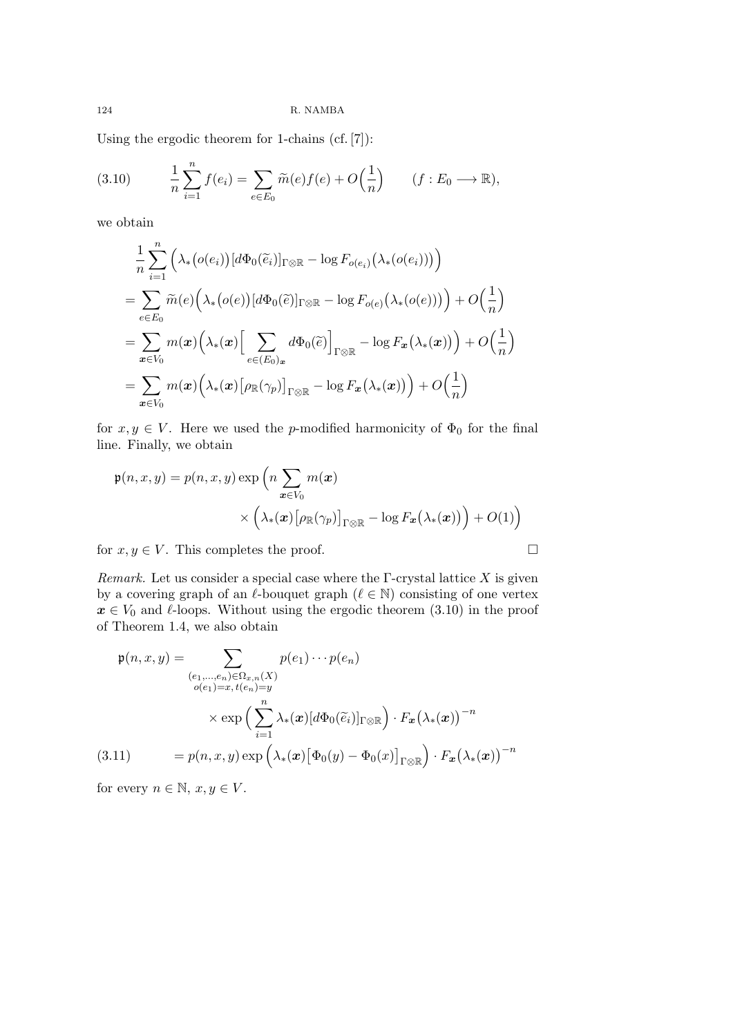Using the ergodic theorem for 1-chains (cf. [7]):

$$\frac{1}{n}\sum_{i=1}^{n} f(e_i) = \sum_{e\in E_0} \widetilde{m}(e)f(e) + O\Big(\frac{1}{n}\Big) \qquad (f : E_0 \longrightarrow \mathbb{R}), \tag{3.10}$$

we obtain

$$\begin{aligned}
&\frac{1}{n}\sum_{i=1}^{n}\Big(\lambda_*\big(o(e_i)\big)[d\Phi_0(\widetilde{e}_i)]_{\Gamma\otimes\mathbb{R}} - \log F_{o(e_i)}\big(\lambda_*(o(e_i))\big)\Big)\\
&= \sum_{e\in E_0}\widetilde{m}(e)\Big(\lambda_*\big(o(e)\big)[d\Phi_0(\widetilde{e})]_{\Gamma\otimes\mathbb{R}} - \log F_{o(e)}\big(\lambda_*(o(e))\big)\Big) + O\Big(\frac{1}{n}\Big)\\
&= \sum_{\boldsymbol{x}\in V_0} m(\boldsymbol{x})\Big(\lambda_*(\boldsymbol{x})\Big[\sum_{e\in(E_0)_{\boldsymbol{x}}} d\Phi_0(\widetilde{e})\Big]_{\Gamma\otimes\mathbb{R}} - \log F_{\boldsymbol{x}}\big(\lambda_*(\boldsymbol{x})\big)\Big) + O\Big(\frac{1}{n}\Big)\\
&= \sum_{\boldsymbol{x}\in V_0} m(\boldsymbol{x})\Big(\lambda_*(\boldsymbol{x})\big[\rho_{\mathbb{R}}(\gamma_p)\big]_{\Gamma\otimes\mathbb{R}} - \log F_{\boldsymbol{x}}\big(\lambda_*(\boldsymbol{x})\big)\Big) + O\Big(\frac{1}{n}\Big)
\end{aligned}$$

for $x, y \in V$. Here we used the $p$-modified harmonicity of $\Phi_0$ for the final line. Finally, we obtain

$$\begin{aligned}
\mathfrak{p}(n,x,y) = p(n,x,y)\exp\Big(n\sum_{\boldsymbol{x}\in V_0} m(\boldsymbol{x})&\\
\times\Big(\lambda_*(\boldsymbol{x})\big[\rho_{\mathbb{R}}(\gamma_p)\big]_{\Gamma\otimes\mathbb{R}} &- \log F_{\boldsymbol{x}}\big(\lambda_*(\boldsymbol{x})\big)\Big) + O(1)\Big)
\end{aligned}$$

for $x, y \in V$. This completes the proof. □

*Remark.* Let us consider a special case where the $\Gamma$-crystal lattice $X$ is given by a covering graph of an $\ell$-bouquet graph ($\ell \in \mathbb{N}$) consisting of one vertex $\boldsymbol{x} \in V_0$ and $\ell$-loops. Without using the ergodic theorem (3.10) in the proof of Theorem 1.4, we also obtain

$$\begin{aligned}
\mathfrak{p}(n,x,y) &= \sum_{\substack{(e_1,\dots,e_n)\in\Omega_{x,n}(X)\\ o(e_1)=x,\, t(e_n)=y}} p(e_1)\cdots p(e_n)\\
&\qquad\times\exp\Big(\sum_{i=1}^{n}\lambda_*(\boldsymbol{x})[d\Phi_0(\widetilde{e}_i)]_{\Gamma\otimes\mathbb{R}}\Big)\cdot F_{\boldsymbol{x}}\big(\lambda_*(\boldsymbol{x})\big)^{-n}\\
&= p(n,x,y)\exp\Big(\lambda_*(\boldsymbol{x})\big[\Phi_0(y)-\Phi_0(x)\big]_{\Gamma\otimes\mathbb{R}}\Big)\cdot F_{\boldsymbol{x}}\big(\lambda_*(\boldsymbol{x})\big)^{-n}
\end{aligned} \tag{3.11}$$

for every $n \in \mathbb{N}$, $x, y \in V$.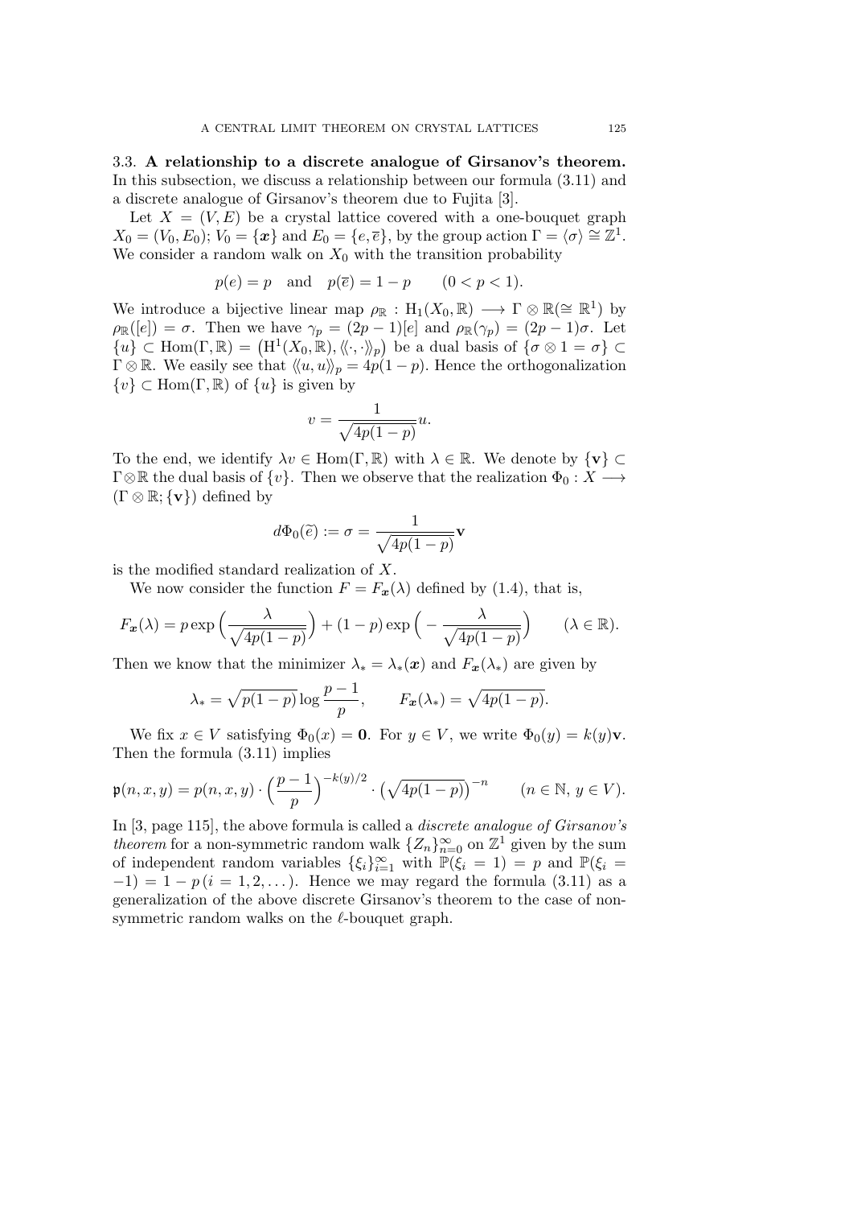### 3.3. A relationship to a discrete analogue of Girsanov's theorem.

In this subsection, we discuss a relationship between our formula (3.11) and a discrete analogue of Girsanov's theorem due to Fujita [3].

Let $X = (V, E)$ be a crystal lattice covered with a one-bouquet graph $X_0 = (V_0, E_0)$; $V_0 = \{\boldsymbol{x}\}$ and $E_0 = \{e, \overline{e}\}$, by the group action $\Gamma = \langle \sigma \rangle \cong \mathbb{Z}^1$. We consider a random walk on $X_0$ with the transition probability

$$p(e) = p \quad \text{and} \quad p(\overline{e}) = 1 - p \qquad (0 < p < 1).$$

We introduce a bijective linear map $\rho_{\mathbb{R}} : \mathrm{H}_1(X_0, \mathbb{R}) \longrightarrow \Gamma \otimes \mathbb{R} (\cong \mathbb{R}^1)$ by $\rho_{\mathbb{R}}([e]) = \sigma$. Then we have $\gamma_p = (2p-1)[e]$ and $\rho_{\mathbb{R}}(\gamma_p) = (2p-1)\sigma$. Let $\{u\} \subset \mathrm{Hom}(\Gamma, \mathbb{R}) = \big(\mathrm{H}^1(X_0, \mathbb{R}), \langle\!\langle \cdot, \cdot \rangle\!\rangle_p\big)$ be a dual basis of $\{\sigma \otimes 1 = \sigma\} \subset \Gamma \otimes \mathbb{R}$. We easily see that $\langle\!\langle u, u \rangle\!\rangle_p = 4p(1-p)$. Hence the orthogonalization $\{v\} \subset \mathrm{Hom}(\Gamma, \mathbb{R})$ of $\{u\}$ is given by

$$v = \frac{1}{\sqrt{4p(1-p)}} u.$$

To the end, we identify $\lambda v \in \mathrm{Hom}(\Gamma, \mathbb{R})$ with $\lambda \in \mathbb{R}$. We denote by $\{\mathbf{v}\} \subset \Gamma \otimes \mathbb{R}$ the dual basis of $\{v\}$. Then we observe that the realization $\Phi_0 : X \longrightarrow (\Gamma \otimes \mathbb{R}; \{\mathbf{v}\})$ defined by

$$d\Phi_0(\widetilde{e}) := \sigma = \frac{1}{\sqrt{4p(1-p)}} \mathbf{v}$$

is the modified standard realization of $X$.

We now consider the function $F = F_{\boldsymbol{x}}(\lambda)$ defined by (1.4), that is,

$$F_{\boldsymbol{x}}(\lambda) = p \exp\Big(\frac{\lambda}{\sqrt{4p(1-p)}}\Big) + (1-p) \exp\Big(-\frac{\lambda}{\sqrt{4p(1-p)}}\Big) \qquad (\lambda \in \mathbb{R}).$$

Then we know that the minimizer $\lambda_* = \lambda_*(\boldsymbol{x})$ and $F_{\boldsymbol{x}}(\lambda_*)$ are given by

$$\lambda_* = \sqrt{p(1-p)} \log \frac{p-1}{p}, \qquad F_{\boldsymbol{x}}(\lambda_*) = \sqrt{4p(1-p)}.$$

We fix $x \in V$ satisfying $\Phi_0(x) = \mathbf{0}$. For $y \in V$, we write $\Phi_0(y) = k(y)\mathbf{v}$. Then the formula (3.11) implies

$$\mathfrak{p}(n, x, y) = p(n, x, y) \cdot \Big(\frac{p-1}{p}\Big)^{-k(y)/2} \cdot \big(\sqrt{4p(1-p)}\big)^{-n} \qquad (n \in \mathbb{N},\ y \in V).$$

In [3, page 115], the above formula is called a *discrete analogue of Girsanov's theorem* for a non-symmetric random walk $\{Z_n\}_{n=0}^{\infty}$ on $\mathbb{Z}^1$ given by the sum of independent random variables $\{\xi_i\}_{i=1}^{\infty}$ with $\mathbb{P}(\xi_i = 1) = p$ and $\mathbb{P}(\xi_i = -1) = 1 - p\,(i = 1, 2, \dots)$. Hence we may regard the formula (3.11) as a generalization of the above discrete Girsanov's theorem to the case of non-symmetric random walks on the $\ell$-bouquet graph.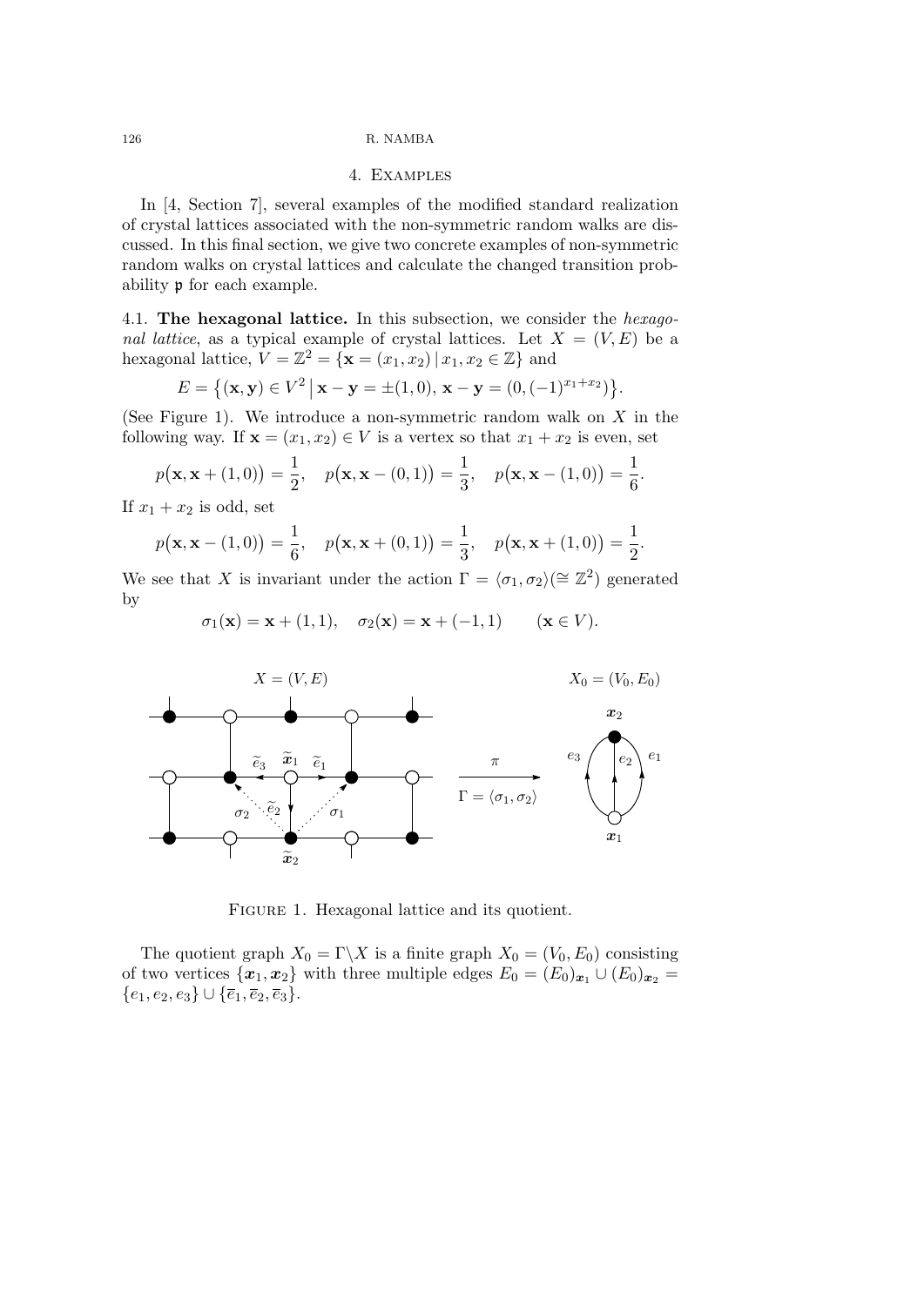## 4. Examples

In [4, Section 7], several examples of the modified standard realization of crystal lattices associated with the non-symmetric random walks are discussed. In this final section, we give two concrete examples of non-symmetric random walks on crystal lattices and calculate the changed transition probability $\mathfrak{p}$ for each example.

**4.1. The hexagonal lattice.** In this subsection, we consider the *hexagonal lattice*, as a typical example of crystal lattices. Let $X = (V, E)$ be a hexagonal lattice, $V = \mathbb{Z}^2 = \{\mathbf{x} = (x_1, x_2) \,|\, x_1, x_2 \in \mathbb{Z}\}$ and

$$E = \big\{(\mathbf{x}, \mathbf{y}) \in V^2 \,\big|\, \mathbf{x} - \mathbf{y} = \pm(1, 0),\, \mathbf{x} - \mathbf{y} = (0, (-1)^{x_1+x_2})\big\}.$$

(See Figure 1). We introduce a non-symmetric random walk on $X$ in the following way. If $\mathbf{x} = (x_1, x_2) \in V$ is a vertex so that $x_1 + x_2$ is even, set

$$p\big(\mathbf{x}, \mathbf{x} + (1, 0)\big) = \frac{1}{2}, \quad p\big(\mathbf{x}, \mathbf{x} - (0, 1)\big) = \frac{1}{3}, \quad p\big(\mathbf{x}, \mathbf{x} - (1, 0)\big) = \frac{1}{6}.$$

If $x_1 + x_2$ is odd, set

$$p\big(\mathbf{x}, \mathbf{x} - (1, 0)\big) = \frac{1}{6}, \quad p\big(\mathbf{x}, \mathbf{x} + (0, 1)\big) = \frac{1}{3}, \quad p\big(\mathbf{x}, \mathbf{x} + (1, 0)\big) = \frac{1}{2}.$$

We see that $X$ is invariant under the action $\Gamma = \langle \sigma_1, \sigma_2 \rangle (\cong \mathbb{Z}^2)$ generated by

$$\sigma_1(\mathbf{x}) = \mathbf{x} + (1, 1), \quad \sigma_2(\mathbf{x}) = \mathbf{x} + (-1, 1) \qquad (\mathbf{x} \in V).$$

Figure 1. Hexagonal lattice and its quotient.

The quotient graph $X_0 = \Gamma\backslash X$ is a finite graph $X_0 = (V_0, E_0)$ consisting of two vertices $\{\boldsymbol{x}_1, \boldsymbol{x}_2\}$ with three multiple edges $E_0 = (E_0)_{\boldsymbol{x}_1} \cup (E_0)_{\boldsymbol{x}_2} = \{e_1, e_2, e_3\} \cup \{\overline{e}_1, \overline{e}_2, \overline{e}_3\}$.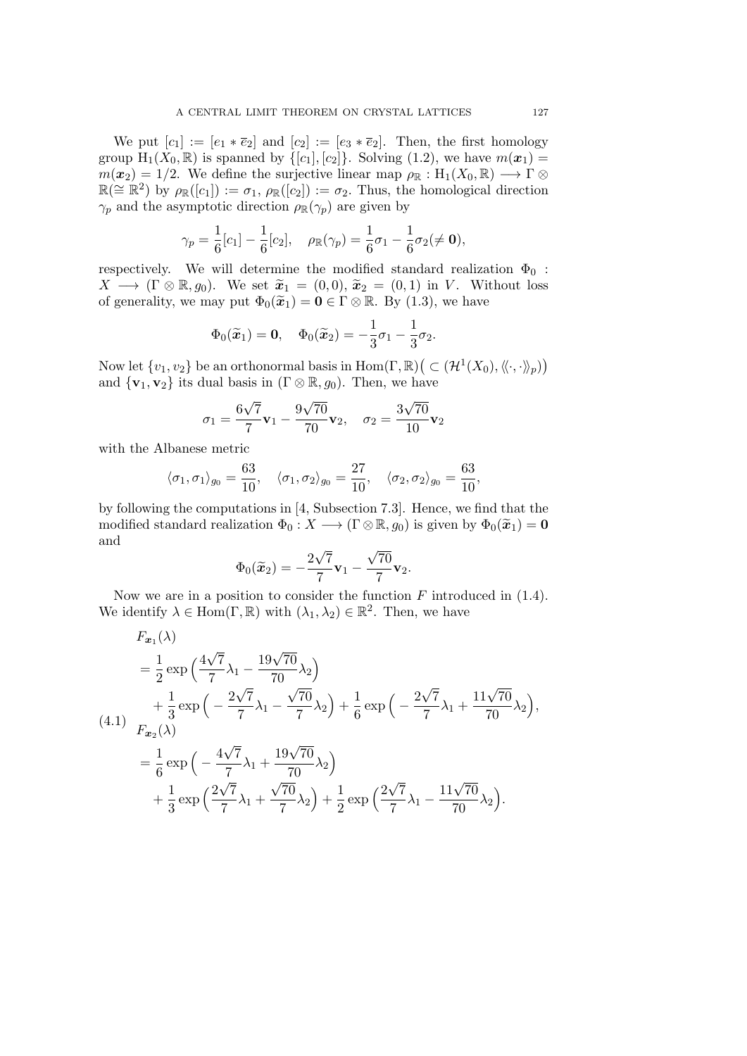We put $[c_1] := [e_1 * \overline{e}_2]$ and $[c_2] := [e_3 * \overline{e}_2]$. Then, the first homology group $\mathrm{H}_1(X_0, \mathbb{R})$ is spanned by $\{[c_1], [c_2]\}$. Solving (1.2), we have $m(\boldsymbol{x}_1) = m(\boldsymbol{x}_2) = 1/2$. We define the surjective linear map $\rho_{\mathbb{R}} : \mathrm{H}_1(X_0, \mathbb{R}) \longrightarrow \Gamma \otimes \mathbb{R}(\cong \mathbb{R}^2)$ by $\rho_{\mathbb{R}}([c_1]) := \sigma_1$, $\rho_{\mathbb{R}}([c_2]) := \sigma_2$. Thus, the homological direction $\gamma_p$ and the asymptotic direction $\rho_{\mathbb{R}}(\gamma_p)$ are given by

$$\gamma_p = \frac{1}{6}[c_1] - \frac{1}{6}[c_2], \quad \rho_{\mathbb{R}}(\gamma_p) = \frac{1}{6}\sigma_1 - \frac{1}{6}\sigma_2 (\neq \mathbf{0}),$$

respectively. We will determine the modified standard realization $\Phi_0 : X \longrightarrow (\Gamma \otimes \mathbb{R}, g_0)$. We set $\widetilde{\boldsymbol{x}}_1 = (0,0)$, $\widetilde{\boldsymbol{x}}_2 = (0,1)$ in $V$. Without loss of generality, we may put $\Phi_0(\widetilde{\boldsymbol{x}}_1) = \mathbf{0} \in \Gamma \otimes \mathbb{R}$. By (1.3), we have

$$\Phi_0(\widetilde{\boldsymbol{x}}_1) = \mathbf{0}, \quad \Phi_0(\widetilde{\boldsymbol{x}}_2) = -\frac{1}{3}\sigma_1 - \frac{1}{3}\sigma_2.$$

Now let $\{v_1, v_2\}$ be an orthonormal basis in $\mathrm{Hom}(\Gamma, \mathbb{R}) \big( \subset (\mathcal{H}^1(X_0), \langle\!\langle \cdot, \cdot \rangle\!\rangle_p) \big)$ and $\{\mathbf{v}_1, \mathbf{v}_2\}$ its dual basis in $(\Gamma \otimes \mathbb{R}, g_0)$. Then, we have

$$\sigma_1 = \frac{6\sqrt{7}}{7}\mathbf{v}_1 - \frac{9\sqrt{70}}{70}\mathbf{v}_2, \quad \sigma_2 = \frac{3\sqrt{70}}{10}\mathbf{v}_2$$

with the Albanese metric

$$\langle \sigma_1, \sigma_1 \rangle_{g_0} = \frac{63}{10}, \quad \langle \sigma_1, \sigma_2 \rangle_{g_0} = \frac{27}{10}, \quad \langle \sigma_2, \sigma_2 \rangle_{g_0} = \frac{63}{10},$$

by following the computations in [4, Subsection 7.3]. Hence, we find that the modified standard realization $\Phi_0 : X \longrightarrow (\Gamma \otimes \mathbb{R}, g_0)$ is given by $\Phi_0(\widetilde{\boldsymbol{x}}_1) = \mathbf{0}$ and

$$\Phi_0(\widetilde{\boldsymbol{x}}_2) = -\frac{2\sqrt{7}}{7}\mathbf{v}_1 - \frac{\sqrt{70}}{7}\mathbf{v}_2.$$

Now we are in a position to consider the function $F$ introduced in (1.4). We identify $\lambda \in \mathrm{Hom}(\Gamma, \mathbb{R})$ with $(\lambda_1, \lambda_2) \in \mathbb{R}^2$. Then, we have

$$\begin{aligned}
&F_{\boldsymbol{x}_1}(\lambda) \\
&= \frac{1}{2}\exp\Big(\frac{4\sqrt{7}}{7}\lambda_1 - \frac{19\sqrt{70}}{70}\lambda_2\Big) \\
&\quad + \frac{1}{3}\exp\Big(-\frac{2\sqrt{7}}{7}\lambda_1 - \frac{\sqrt{70}}{7}\lambda_2\Big) + \frac{1}{6}\exp\Big(-\frac{2\sqrt{7}}{7}\lambda_1 + \frac{11\sqrt{70}}{70}\lambda_2\Big), \\
&F_{\boldsymbol{x}_2}(\lambda) \\
&= \frac{1}{6}\exp\Big(-\frac{4\sqrt{7}}{7}\lambda_1 + \frac{19\sqrt{70}}{70}\lambda_2\Big) \\
&\quad + \frac{1}{3}\exp\Big(\frac{2\sqrt{7}}{7}\lambda_1 + \frac{\sqrt{70}}{7}\lambda_2\Big) + \frac{1}{2}\exp\Big(\frac{2\sqrt{7}}{7}\lambda_1 - \frac{11\sqrt{70}}{70}\lambda_2\Big).
\end{aligned} \tag{4.1}$$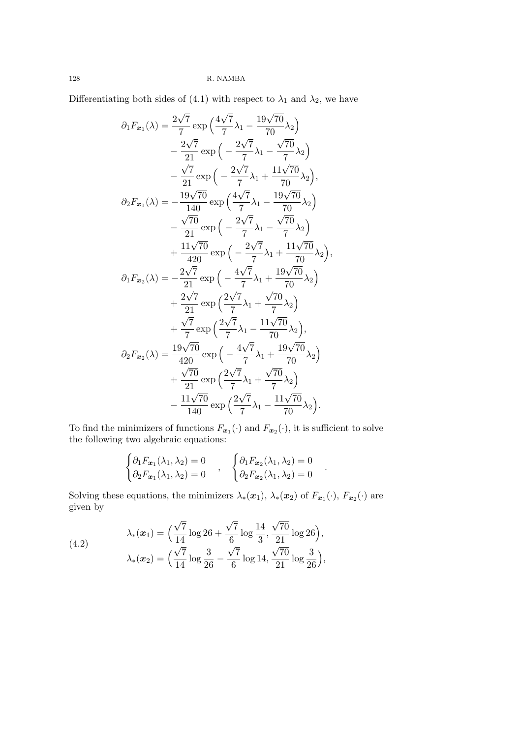Differentiating both sides of (4.1) with respect to $\lambda_1$ and $\lambda_2$, we have

$$
\begin{aligned}
\partial_1 F_{\boldsymbol{x}_1}(\lambda) &= \frac{2\sqrt{7}}{7}\exp\Big(\frac{4\sqrt{7}}{7}\lambda_1 - \frac{19\sqrt{70}}{70}\lambda_2\Big) \\
&\quad - \frac{2\sqrt{7}}{21}\exp\Big(-\frac{2\sqrt{7}}{7}\lambda_1 - \frac{\sqrt{70}}{7}\lambda_2\Big) \\
&\quad - \frac{\sqrt{7}}{21}\exp\Big(-\frac{2\sqrt{7}}{7}\lambda_1 + \frac{11\sqrt{70}}{70}\lambda_2\Big), \\
\partial_2 F_{\boldsymbol{x}_1}(\lambda) &= -\frac{19\sqrt{70}}{140}\exp\Big(\frac{4\sqrt{7}}{7}\lambda_1 - \frac{19\sqrt{70}}{70}\lambda_2\Big) \\
&\quad - \frac{\sqrt{70}}{21}\exp\Big(-\frac{2\sqrt{7}}{7}\lambda_1 - \frac{\sqrt{70}}{7}\lambda_2\Big) \\
&\quad + \frac{11\sqrt{70}}{420}\exp\Big(-\frac{2\sqrt{7}}{7}\lambda_1 + \frac{11\sqrt{70}}{70}\lambda_2\Big), \\
\partial_1 F_{\boldsymbol{x}_2}(\lambda) &= -\frac{2\sqrt{7}}{21}\exp\Big(-\frac{4\sqrt{7}}{7}\lambda_1 + \frac{19\sqrt{70}}{70}\lambda_2\Big) \\
&\quad + \frac{2\sqrt{7}}{21}\exp\Big(\frac{2\sqrt{7}}{7}\lambda_1 + \frac{\sqrt{70}}{7}\lambda_2\Big) \\
&\quad + \frac{\sqrt{7}}{7}\exp\Big(\frac{2\sqrt{7}}{7}\lambda_1 - \frac{11\sqrt{70}}{70}\lambda_2\Big), \\
\partial_2 F_{\boldsymbol{x}_2}(\lambda) &= \frac{19\sqrt{70}}{420}\exp\Big(-\frac{4\sqrt{7}}{7}\lambda_1 + \frac{19\sqrt{70}}{70}\lambda_2\Big) \\
&\quad + \frac{\sqrt{70}}{21}\exp\Big(\frac{2\sqrt{7}}{7}\lambda_1 + \frac{\sqrt{70}}{7}\lambda_2\Big) \\
&\quad - \frac{11\sqrt{70}}{140}\exp\Big(\frac{2\sqrt{7}}{7}\lambda_1 - \frac{11\sqrt{70}}{70}\lambda_2\Big).
\end{aligned}
$$

To find the minimizers of functions $F_{\boldsymbol{x}_1}(\cdot)$ and $F_{\boldsymbol{x}_2}(\cdot)$, it is sufficient to solve the following two algebraic equations:

$$
\begin{cases}
\partial_1 F_{\boldsymbol{x}_1}(\lambda_1, \lambda_2) = 0 \\
\partial_2 F_{\boldsymbol{x}_1}(\lambda_1, \lambda_2) = 0
\end{cases}
, \quad
\begin{cases}
\partial_1 F_{\boldsymbol{x}_2}(\lambda_1, \lambda_2) = 0 \\
\partial_2 F_{\boldsymbol{x}_2}(\lambda_1, \lambda_2) = 0
\end{cases}
.
$$

Solving these equations, the minimizers $\lambda_*(\boldsymbol{x}_1)$, $\lambda_*(\boldsymbol{x}_2)$ of $F_{\boldsymbol{x}_1}(\cdot)$, $F_{\boldsymbol{x}_2}(\cdot)$ are given by

$$
\begin{aligned}
\lambda_*(\boldsymbol{x}_1) &= \Big(\frac{\sqrt{7}}{14}\log 26 + \frac{\sqrt{7}}{6}\log\frac{14}{3}, \frac{\sqrt{70}}{21}\log 26\Big), \\
\lambda_*(\boldsymbol{x}_2) &= \Big(\frac{\sqrt{7}}{14}\log\frac{3}{26} - \frac{\sqrt{7}}{6}\log 14, \frac{\sqrt{70}}{21}\log\frac{3}{26}\Big),
\end{aligned}
\tag{4.2}
$$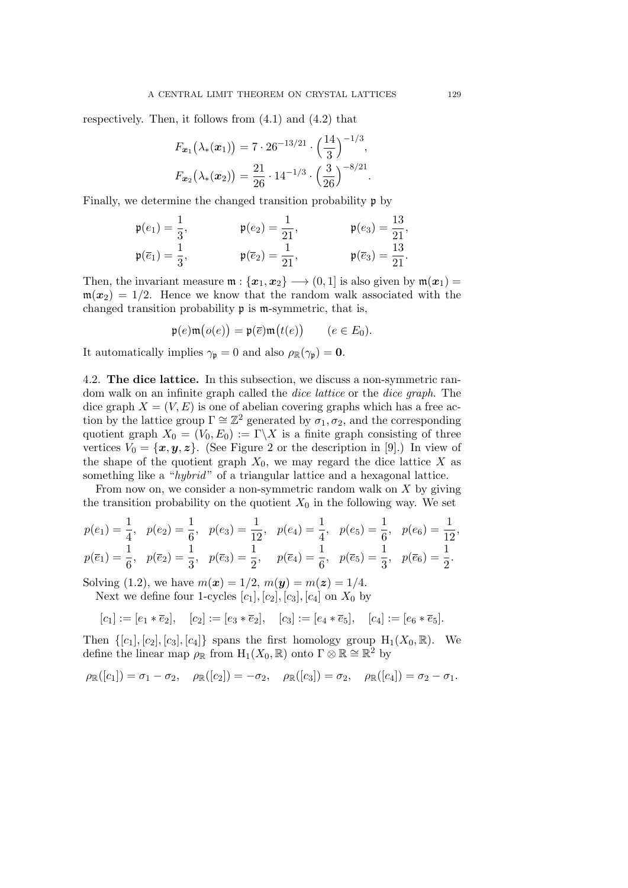respectively. Then, it follows from (4.1) and (4.2) that

$$F_{\boldsymbol{x}_1}\big(\lambda_*(\boldsymbol{x}_1)\big) = 7 \cdot 26^{-13/21} \cdot \Big(\frac{14}{3}\Big)^{-1/3},$$
$$F_{\boldsymbol{x}_2}\big(\lambda_*(\boldsymbol{x}_2)\big) = \frac{21}{26} \cdot 14^{-1/3} \cdot \Big(\frac{3}{26}\Big)^{-8/21}.$$

Finally, we determine the changed transition probability $\mathfrak{p}$ by

$$\mathfrak{p}(e_1) = \frac{1}{3}, \qquad \mathfrak{p}(e_2) = \frac{1}{21}, \qquad \mathfrak{p}(e_3) = \frac{13}{21},$$
$$\mathfrak{p}(\overline{e}_1) = \frac{1}{3}, \qquad \mathfrak{p}(\overline{e}_2) = \frac{1}{21}, \qquad \mathfrak{p}(\overline{e}_3) = \frac{13}{21}.$$

Then, the invariant measure $\mathfrak{m} : \{\boldsymbol{x}_1, \boldsymbol{x}_2\} \longrightarrow (0, 1]$ is also given by $\mathfrak{m}(\boldsymbol{x}_1) = \mathfrak{m}(\boldsymbol{x}_2) = 1/2$. Hence we know that the random walk associated with the changed transition probability $\mathfrak{p}$ is $\mathfrak{m}$-symmetric, that is,

$$\mathfrak{p}(e)\mathfrak{m}\big(o(e)\big) = \mathfrak{p}(\overline{e})\mathfrak{m}\big(t(e)\big) \qquad (e \in E_0).$$

It automatically implies $\gamma_{\mathfrak{p}} = 0$ and also $\rho_{\mathbb{R}}(\gamma_{\mathfrak{p}}) = \mathbf{0}$.

**4.2. The dice lattice.** In this subsection, we discuss a non-symmetric random walk on an infinite graph called the *dice lattice* or the *dice graph*. The dice graph $X = (V, E)$ is one of abelian covering graphs which has a free action by the lattice group $\Gamma \cong \mathbb{Z}^2$ generated by $\sigma_1, \sigma_2$, and the corresponding quotient graph $X_0 = (V_0, E_0) := \Gamma \backslash X$ is a finite graph consisting of three vertices $V_0 = \{\boldsymbol{x}, \boldsymbol{y}, \boldsymbol{z}\}$. (See Figure 2 or the description in [9].) In view of the shape of the quotient graph $X_0$, we may regard the dice lattice $X$ as something like a "*hybrid*" of a triangular lattice and a hexagonal lattice.

From now on, we consider a non-symmetric random walk on $X$ by giving the transition probability on the quotient $X_0$ in the following way. We set

$$p(e_1) = \frac{1}{4}, \quad p(e_2) = \frac{1}{6}, \quad p(e_3) = \frac{1}{12}, \quad p(e_4) = \frac{1}{4}, \quad p(e_5) = \frac{1}{6}, \quad p(e_6) = \frac{1}{12},$$
$$p(\overline{e}_1) = \frac{1}{6}, \quad p(\overline{e}_2) = \frac{1}{3}, \quad p(\overline{e}_3) = \frac{1}{2}, \quad p(\overline{e}_4) = \frac{1}{6}, \quad p(\overline{e}_5) = \frac{1}{3}, \quad p(\overline{e}_6) = \frac{1}{2}.$$

Solving (1.2), we have $m(\boldsymbol{x}) = 1/2$, $m(\boldsymbol{y}) = m(\boldsymbol{z}) = 1/4$.

Next we define four 1-cycles $[c_1], [c_2], [c_3], [c_4]$ on $X_0$ by

$$[c_1] := [e_1 * \overline{e}_2], \quad [c_2] := [e_3 * \overline{e}_2], \quad [c_3] := [e_4 * \overline{e}_5], \quad [c_4] := [e_6 * \overline{e}_5].$$

Then $\{[c_1], [c_2], [c_3], [c_4]\}$ spans the first homology group $\mathrm{H}_1(X_0, \mathbb{R})$. We define the linear map $\rho_{\mathbb{R}}$ from $\mathrm{H}_1(X_0, \mathbb{R})$ onto $\Gamma \otimes \mathbb{R} \cong \mathbb{R}^2$ by

$$\rho_{\mathbb{R}}([c_1]) = \sigma_1 - \sigma_2, \quad \rho_{\mathbb{R}}([c_2]) = -\sigma_2, \quad \rho_{\mathbb{R}}([c_3]) = \sigma_2, \quad \rho_{\mathbb{R}}([c_4]) = \sigma_2 - \sigma_1.$$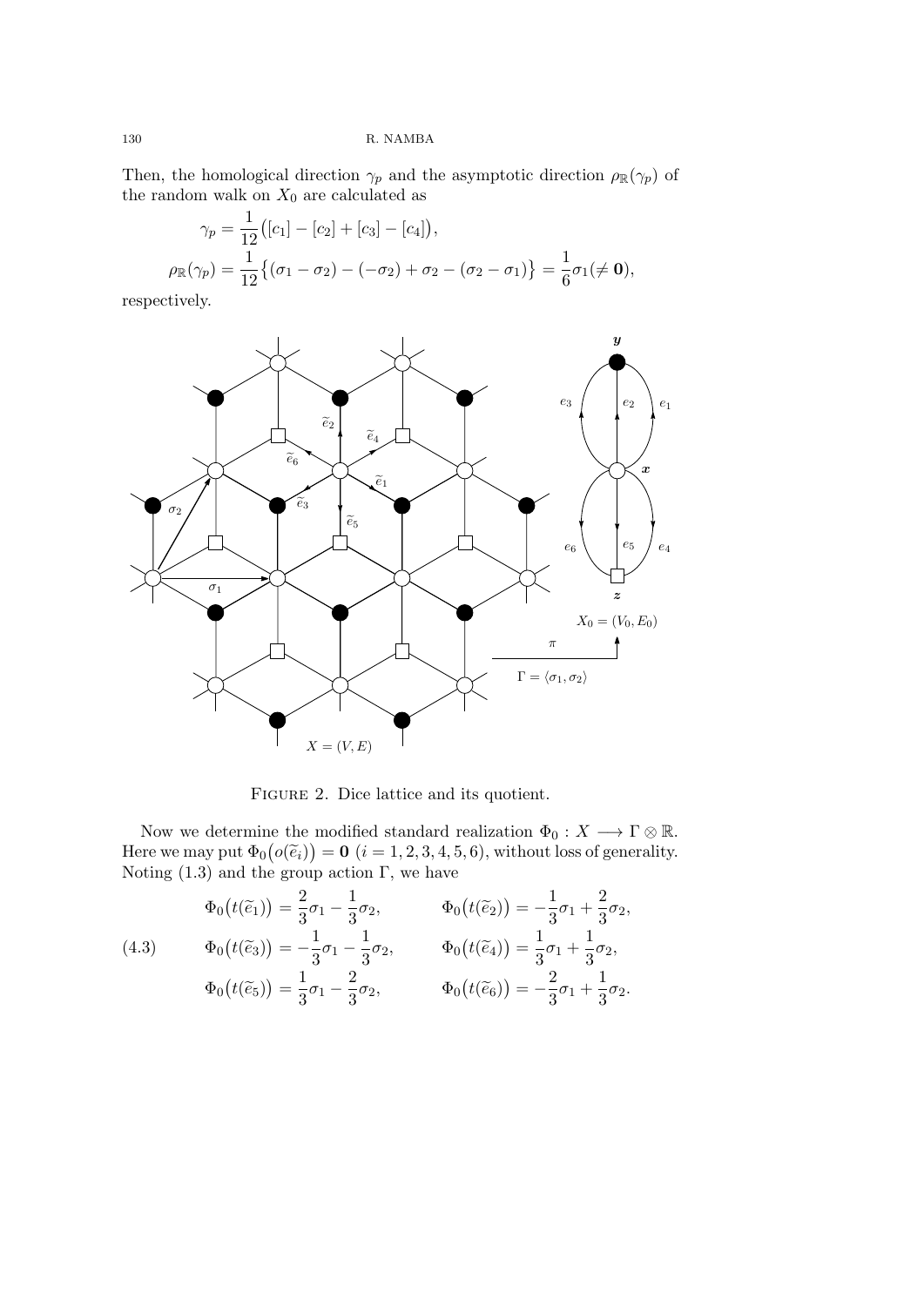Then, the homological direction $\gamma_p$ and the asymptotic direction $\rho_{\mathbb{R}}(\gamma_p)$ of the random walk on $X_0$ are calculated as

$$\gamma_p = \frac{1}{12}\big([c_1] - [c_2] + [c_3] - [c_4]\big),$$

$$\rho_{\mathbb{R}}(\gamma_p) = \frac{1}{12}\big\{(\sigma_1 - \sigma_2) - (-\sigma_2) + \sigma_2 - (\sigma_2 - \sigma_1)\big\} = \frac{1}{6}\sigma_1 (\neq \mathbf{0}),$$

respectively.

FIGURE 2. Dice lattice and its quotient.

Now we determine the modified standard realization $\Phi_0 : X \longrightarrow \Gamma \otimes \mathbb{R}$. Here we may put $\Phi_0\big(o(\widetilde{e}_i)\big) = \mathbf{0}$ $(i = 1, 2, 3, 4, 5, 6)$, without loss of generality. Noting (1.3) and the group action $\Gamma$, we have

$$\begin{aligned}
&\Phi_0\big(t(\widetilde{e}_1)\big) = \frac{2}{3}\sigma_1 - \frac{1}{3}\sigma_2, && \Phi_0\big(t(\widetilde{e}_2)\big) = -\frac{1}{3}\sigma_1 + \frac{2}{3}\sigma_2, \\
&\Phi_0\big(t(\widetilde{e}_3)\big) = -\frac{1}{3}\sigma_1 - \frac{1}{3}\sigma_2, && \Phi_0\big(t(\widetilde{e}_4)\big) = \frac{1}{3}\sigma_1 + \frac{1}{3}\sigma_2, \\
&\Phi_0\big(t(\widetilde{e}_5)\big) = \frac{1}{3}\sigma_1 - \frac{2}{3}\sigma_2, && \Phi_0\big(t(\widetilde{e}_6)\big) = -\frac{2}{3}\sigma_1 + \frac{1}{3}\sigma_2.
\end{aligned} \tag{4.3}$$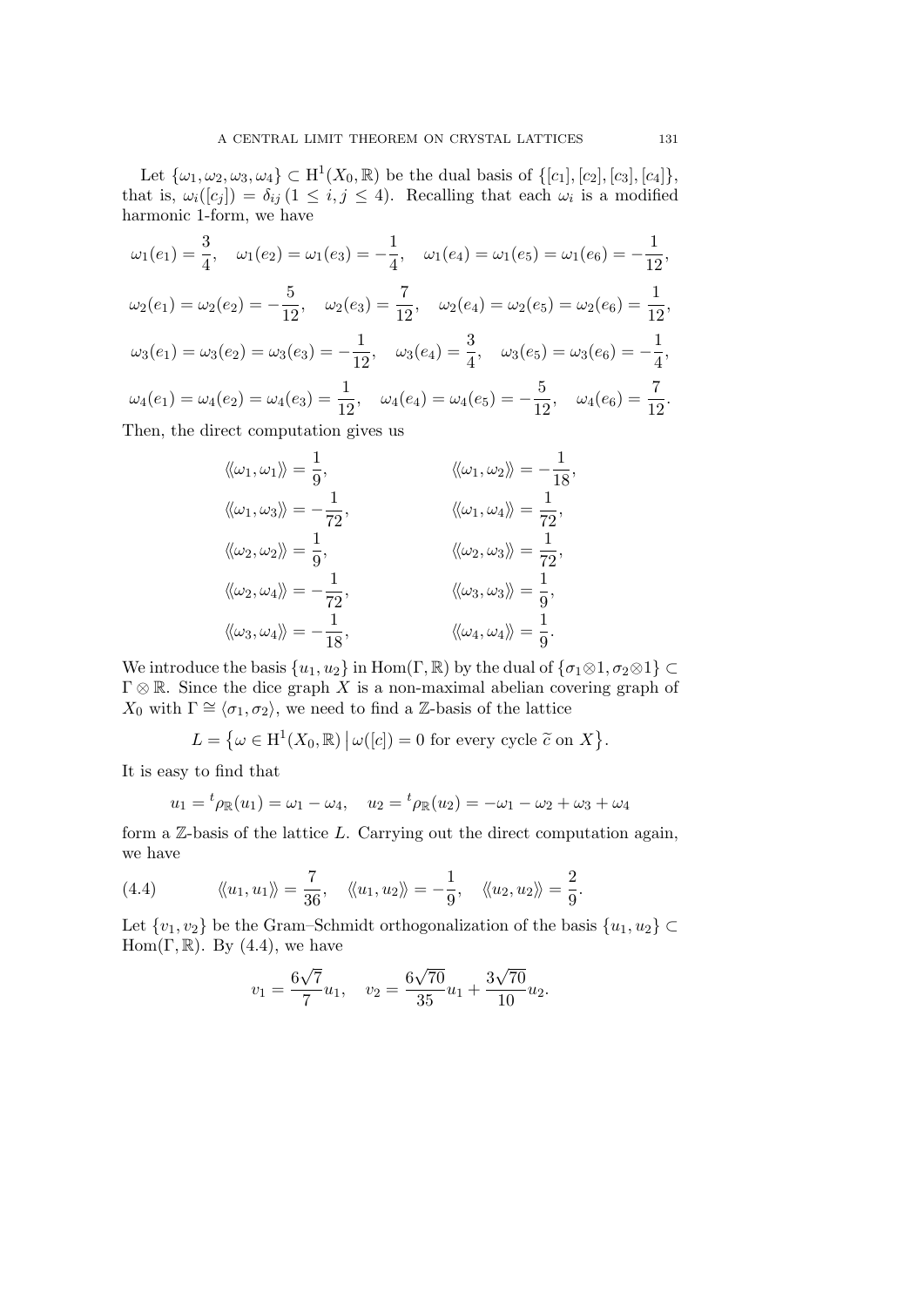Let $\{\omega_1, \omega_2, \omega_3, \omega_4\} \subset \mathrm{H}^1(X_0, \mathbb{R})$ be the dual basis of $\{[c_1], [c_2], [c_3], [c_4]\}$, that is, $\omega_i([c_j]) = \delta_{ij}\,(1 \leq i, j \leq 4)$. Recalling that each $\omega_i$ is a modified harmonic 1-form, we have

$$\omega_1(e_1) = \frac{3}{4}, \quad \omega_1(e_2) = \omega_1(e_3) = -\frac{1}{4}, \quad \omega_1(e_4) = \omega_1(e_5) = \omega_1(e_6) = -\frac{1}{12},$$

$$\omega_2(e_1) = \omega_2(e_2) = -\frac{5}{12}, \quad \omega_2(e_3) = \frac{7}{12}, \quad \omega_2(e_4) = \omega_2(e_5) = \omega_2(e_6) = \frac{1}{12},$$

$$\omega_3(e_1) = \omega_3(e_2) = \omega_3(e_3) = -\frac{1}{12}, \quad \omega_3(e_4) = \frac{3}{4}, \quad \omega_3(e_5) = \omega_3(e_6) = -\frac{1}{4},$$

$$\omega_4(e_1) = \omega_4(e_2) = \omega_4(e_3) = \frac{1}{12}, \quad \omega_4(e_4) = \omega_4(e_5) = -\frac{5}{12}, \quad \omega_4(e_6) = \frac{7}{12}.$$

Then, the direct computation gives us

$$\begin{aligned}
\langle\!\langle \omega_1, \omega_1 \rangle\!\rangle &= \frac{1}{9}, & \langle\!\langle \omega_1, \omega_2 \rangle\!\rangle &= -\frac{1}{18}, \\
\langle\!\langle \omega_1, \omega_3 \rangle\!\rangle &= -\frac{1}{72}, & \langle\!\langle \omega_1, \omega_4 \rangle\!\rangle &= \frac{1}{72}, \\
\langle\!\langle \omega_2, \omega_2 \rangle\!\rangle &= \frac{1}{9}, & \langle\!\langle \omega_2, \omega_3 \rangle\!\rangle &= \frac{1}{72}, \\
\langle\!\langle \omega_2, \omega_4 \rangle\!\rangle &= -\frac{1}{72}, & \langle\!\langle \omega_3, \omega_3 \rangle\!\rangle &= \frac{1}{9}, \\
\langle\!\langle \omega_3, \omega_4 \rangle\!\rangle &= -\frac{1}{18}, & \langle\!\langle \omega_4, \omega_4 \rangle\!\rangle &= \frac{1}{9}.
\end{aligned}$$

We introduce the basis $\{u_1, u_2\}$ in $\mathrm{Hom}(\Gamma, \mathbb{R})$ by the dual of $\{\sigma_1 \otimes 1, \sigma_2 \otimes 1\} \subset \Gamma \otimes \mathbb{R}$. Since the dice graph $X$ is a non-maximal abelian covering graph of $X_0$ with $\Gamma \cong \langle \sigma_1, \sigma_2 \rangle$, we need to find a $\mathbb{Z}$-basis of the lattice

$$L = \big\{\omega \in \mathrm{H}^1(X_0, \mathbb{R}) \,\big|\, \omega([c]) = 0 \text{ for every cycle } \widetilde{c} \text{ on } X\big\}.$$

It is easy to find that

$$u_1 = {}^t\rho_{\mathbb{R}}(u_1) = \omega_1 - \omega_4, \quad u_2 = {}^t\rho_{\mathbb{R}}(u_2) = -\omega_1 - \omega_2 + \omega_3 + \omega_4$$

form a $\mathbb{Z}$-basis of the lattice $L$. Carrying out the direct computation again, we have

$$\langle\!\langle u_1, u_1 \rangle\!\rangle = \frac{7}{36}, \quad \langle\!\langle u_1, u_2 \rangle\!\rangle = -\frac{1}{9}, \quad \langle\!\langle u_2, u_2 \rangle\!\rangle = \frac{2}{9}. \tag{4.4}$$

Let $\{v_1, v_2\}$ be the Gram–Schmidt orthogonalization of the basis $\{u_1, u_2\} \subset \mathrm{Hom}(\Gamma, \mathbb{R})$. By (4.4), we have

$$v_1 = \frac{6\sqrt{7}}{7} u_1, \quad v_2 = \frac{6\sqrt{70}}{35} u_1 + \frac{3\sqrt{70}}{10} u_2.$$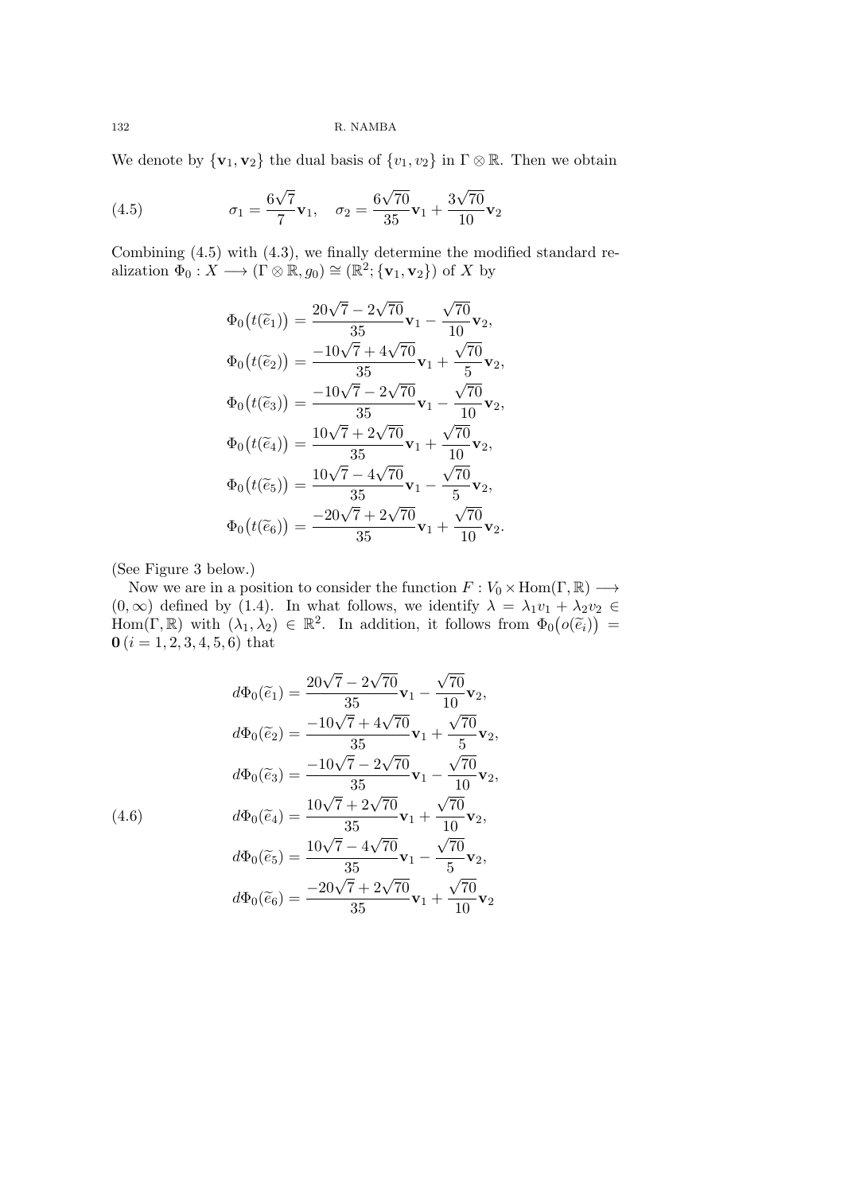We denote by $\{\mathbf{v}_1, \mathbf{v}_2\}$ the dual basis of $\{v_1, v_2\}$ in $\Gamma \otimes \mathbb{R}$. Then we obtain

$$\sigma_1 = \frac{6\sqrt{7}}{7}\mathbf{v}_1, \quad \sigma_2 = \frac{6\sqrt{70}}{35}\mathbf{v}_1 + \frac{3\sqrt{70}}{10}\mathbf{v}_2 \tag{4.5}$$

Combining (4.5) with (4.3), we finally determine the modified standard realization $\Phi_0 : X \longrightarrow (\Gamma \otimes \mathbb{R}, g_0) \cong (\mathbb{R}^2; \{\mathbf{v}_1, \mathbf{v}_2\})$ of $X$ by

$$\begin{aligned}
\Phi_0\big(t(\widetilde{e}_1)\big) &= \frac{20\sqrt{7} - 2\sqrt{70}}{35}\mathbf{v}_1 - \frac{\sqrt{70}}{10}\mathbf{v}_2, \\
\Phi_0\big(t(\widetilde{e}_2)\big) &= \frac{-10\sqrt{7} + 4\sqrt{70}}{35}\mathbf{v}_1 + \frac{\sqrt{70}}{5}\mathbf{v}_2, \\
\Phi_0\big(t(\widetilde{e}_3)\big) &= \frac{-10\sqrt{7} - 2\sqrt{70}}{35}\mathbf{v}_1 - \frac{\sqrt{70}}{10}\mathbf{v}_2, \\
\Phi_0\big(t(\widetilde{e}_4)\big) &= \frac{10\sqrt{7} + 2\sqrt{70}}{35}\mathbf{v}_1 + \frac{\sqrt{70}}{10}\mathbf{v}_2, \\
\Phi_0\big(t(\widetilde{e}_5)\big) &= \frac{10\sqrt{7} - 4\sqrt{70}}{35}\mathbf{v}_1 - \frac{\sqrt{70}}{5}\mathbf{v}_2, \\
\Phi_0\big(t(\widetilde{e}_6)\big) &= \frac{-20\sqrt{7} + 2\sqrt{70}}{35}\mathbf{v}_1 + \frac{\sqrt{70}}{10}\mathbf{v}_2.
\end{aligned}$$

(See Figure 3 below.)

Now we are in a position to consider the function $F : V_0 \times \mathrm{Hom}(\Gamma, \mathbb{R}) \longrightarrow (0, \infty)$ defined by (1.4). In what follows, we identify $\lambda = \lambda_1 v_1 + \lambda_2 v_2 \in \mathrm{Hom}(\Gamma, \mathbb{R})$ with $(\lambda_1, \lambda_2) \in \mathbb{R}^2$. In addition, it follows from $\Phi_0\big(o(\widetilde{e}_i)\big) = \mathbf{0}\,(i = 1, 2, 3, 4, 5, 6)$ that

$$\begin{aligned}
d\Phi_0(\widetilde{e}_1) &= \frac{20\sqrt{7} - 2\sqrt{70}}{35}\mathbf{v}_1 - \frac{\sqrt{70}}{10}\mathbf{v}_2, \\
d\Phi_0(\widetilde{e}_2) &= \frac{-10\sqrt{7} + 4\sqrt{70}}{35}\mathbf{v}_1 + \frac{\sqrt{70}}{5}\mathbf{v}_2, \\
d\Phi_0(\widetilde{e}_3) &= \frac{-10\sqrt{7} - 2\sqrt{70}}{35}\mathbf{v}_1 - \frac{\sqrt{70}}{10}\mathbf{v}_2, \\
d\Phi_0(\widetilde{e}_4) &= \frac{10\sqrt{7} + 2\sqrt{70}}{35}\mathbf{v}_1 + \frac{\sqrt{70}}{10}\mathbf{v}_2, \\
d\Phi_0(\widetilde{e}_5) &= \frac{10\sqrt{7} - 4\sqrt{70}}{35}\mathbf{v}_1 - \frac{\sqrt{70}}{5}\mathbf{v}_2, \\
d\Phi_0(\widetilde{e}_6) &= \frac{-20\sqrt{7} + 2\sqrt{70}}{35}\mathbf{v}_1 + \frac{\sqrt{70}}{10}\mathbf{v}_2
\end{aligned} \tag{4.6}$$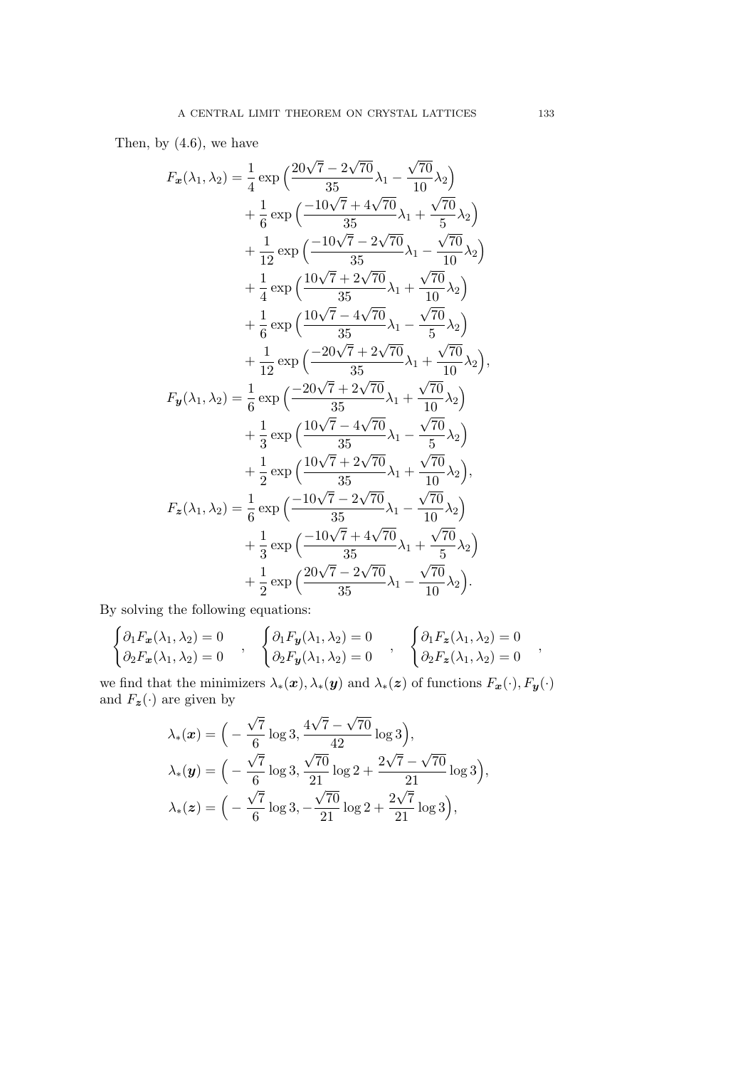Then, by (4.6), we have

$$
\begin{aligned}
F_{\boldsymbol{x}}(\lambda_1,\lambda_2) &= \frac{1}{4}\exp\Big(\frac{20\sqrt{7}-2\sqrt{70}}{35}\lambda_1 - \frac{\sqrt{70}}{10}\lambda_2\Big)\\
&\quad + \frac{1}{6}\exp\Big(\frac{-10\sqrt{7}+4\sqrt{70}}{35}\lambda_1 + \frac{\sqrt{70}}{5}\lambda_2\Big)\\
&\quad + \frac{1}{12}\exp\Big(\frac{-10\sqrt{7}-2\sqrt{70}}{35}\lambda_1 - \frac{\sqrt{70}}{10}\lambda_2\Big)\\
&\quad + \frac{1}{4}\exp\Big(\frac{10\sqrt{7}+2\sqrt{70}}{35}\lambda_1 + \frac{\sqrt{70}}{10}\lambda_2\Big)\\
&\quad + \frac{1}{6}\exp\Big(\frac{10\sqrt{7}-4\sqrt{70}}{35}\lambda_1 - \frac{\sqrt{70}}{5}\lambda_2\Big)\\
&\quad + \frac{1}{12}\exp\Big(\frac{-20\sqrt{7}+2\sqrt{70}}{35}\lambda_1 + \frac{\sqrt{70}}{10}\lambda_2\Big),\\
F_{\boldsymbol{y}}(\lambda_1,\lambda_2) &= \frac{1}{6}\exp\Big(\frac{-20\sqrt{7}+2\sqrt{70}}{35}\lambda_1 + \frac{\sqrt{70}}{10}\lambda_2\Big)\\
&\quad + \frac{1}{3}\exp\Big(\frac{10\sqrt{7}-4\sqrt{70}}{35}\lambda_1 - \frac{\sqrt{70}}{5}\lambda_2\Big)\\
&\quad + \frac{1}{2}\exp\Big(\frac{10\sqrt{7}+2\sqrt{70}}{35}\lambda_1 + \frac{\sqrt{70}}{10}\lambda_2\Big),\\
F_{\boldsymbol{z}}(\lambda_1,\lambda_2) &= \frac{1}{6}\exp\Big(\frac{-10\sqrt{7}-2\sqrt{70}}{35}\lambda_1 - \frac{\sqrt{70}}{10}\lambda_2\Big)\\
&\quad + \frac{1}{3}\exp\Big(\frac{-10\sqrt{7}+4\sqrt{70}}{35}\lambda_1 + \frac{\sqrt{70}}{5}\lambda_2\Big)\\
&\quad + \frac{1}{2}\exp\Big(\frac{20\sqrt{7}-2\sqrt{70}}{35}\lambda_1 - \frac{\sqrt{70}}{10}\lambda_2\Big).
\end{aligned}
$$

By solving the following equations:

$$
\begin{cases}\partial_1 F_{\boldsymbol{x}}(\lambda_1,\lambda_2)=0\\ \partial_2 F_{\boldsymbol{x}}(\lambda_1,\lambda_2)=0\end{cases},\quad
\begin{cases}\partial_1 F_{\boldsymbol{y}}(\lambda_1,\lambda_2)=0\\ \partial_2 F_{\boldsymbol{y}}(\lambda_1,\lambda_2)=0\end{cases},\quad
\begin{cases}\partial_1 F_{\boldsymbol{z}}(\lambda_1,\lambda_2)=0\\ \partial_2 F_{\boldsymbol{z}}(\lambda_1,\lambda_2)=0\end{cases},
$$

we find that the minimizers $\lambda_*(\boldsymbol{x}), \lambda_*(\boldsymbol{y})$ and $\lambda_*(\boldsymbol{z})$ of functions $F_{\boldsymbol{x}}(\cdot), F_{\boldsymbol{y}}(\cdot)$ and $F_{\boldsymbol{z}}(\cdot)$ are given by

$$
\begin{aligned}
\lambda_*(\boldsymbol{x}) &= \Big(-\frac{\sqrt{7}}{6}\log 3, \frac{4\sqrt{7}-\sqrt{70}}{42}\log 3\Big),\\
\lambda_*(\boldsymbol{y}) &= \Big(-\frac{\sqrt{7}}{6}\log 3, \frac{\sqrt{70}}{21}\log 2 + \frac{2\sqrt{7}-\sqrt{70}}{21}\log 3\Big),\\
\lambda_*(\boldsymbol{z}) &= \Big(-\frac{\sqrt{7}}{6}\log 3, -\frac{\sqrt{70}}{21}\log 2 + \frac{2\sqrt{7}}{21}\log 3\Big),
\end{aligned}
$$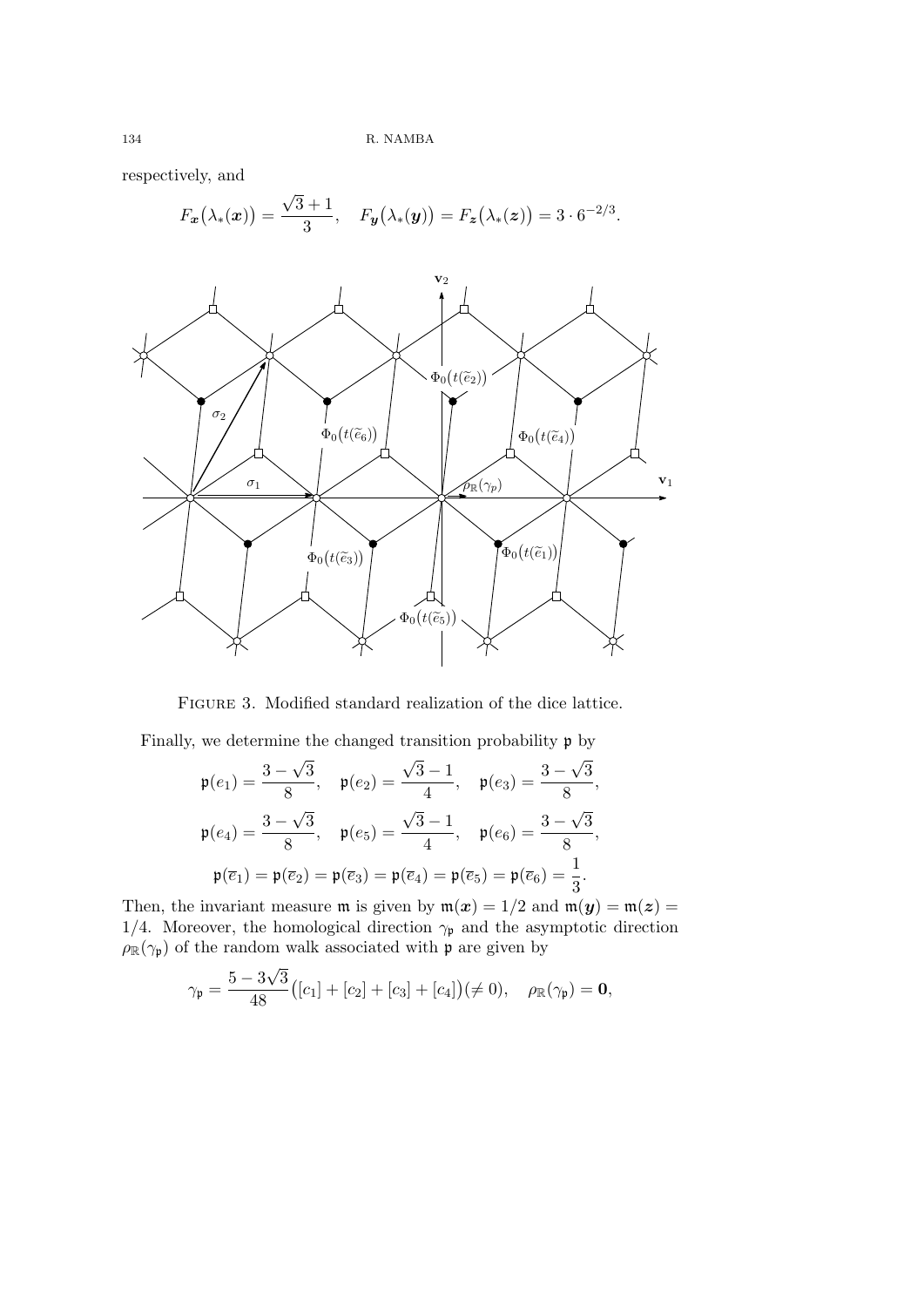respectively, and

$$F_{\boldsymbol{x}}\big(\lambda_*(\boldsymbol{x})\big) = \frac{\sqrt{3}+1}{3}, \quad F_{\boldsymbol{y}}\big(\lambda_*(\boldsymbol{y})\big) = F_{\boldsymbol{z}}\big(\lambda_*(\boldsymbol{z})\big) = 3 \cdot 6^{-2/3}.$$

Figure 3. Modified standard realization of the dice lattice.

Finally, we determine the changed transition probability $\mathfrak{p}$ by

$$\mathfrak{p}(e_1) = \frac{3-\sqrt{3}}{8}, \quad \mathfrak{p}(e_2) = \frac{\sqrt{3}-1}{4}, \quad \mathfrak{p}(e_3) = \frac{3-\sqrt{3}}{8},$$

$$\mathfrak{p}(e_4) = \frac{3-\sqrt{3}}{8}, \quad \mathfrak{p}(e_5) = \frac{\sqrt{3}-1}{4}, \quad \mathfrak{p}(e_6) = \frac{3-\sqrt{3}}{8},$$

$$\mathfrak{p}(\overline{e}_1) = \mathfrak{p}(\overline{e}_2) = \mathfrak{p}(\overline{e}_3) = \mathfrak{p}(\overline{e}_4) = \mathfrak{p}(\overline{e}_5) = \mathfrak{p}(\overline{e}_6) = \frac{1}{3}.$$

Then, the invariant measure $\mathfrak{m}$ is given by $\mathfrak{m}(\boldsymbol{x}) = 1/2$ and $\mathfrak{m}(\boldsymbol{y}) = \mathfrak{m}(\boldsymbol{z}) = 1/4$. Moreover, the homological direction $\gamma_{\mathfrak{p}}$ and the asymptotic direction $\rho_{\mathbb{R}}(\gamma_{\mathfrak{p}})$ of the random walk associated with $\mathfrak{p}$ are given by

$$\gamma_{\mathfrak{p}} = \frac{5-3\sqrt{3}}{48}\big([c_1]+[c_2]+[c_3]+[c_4]\big)(\neq 0), \quad \rho_{\mathbb{R}}(\gamma_{\mathfrak{p}}) = \mathbf{0},$$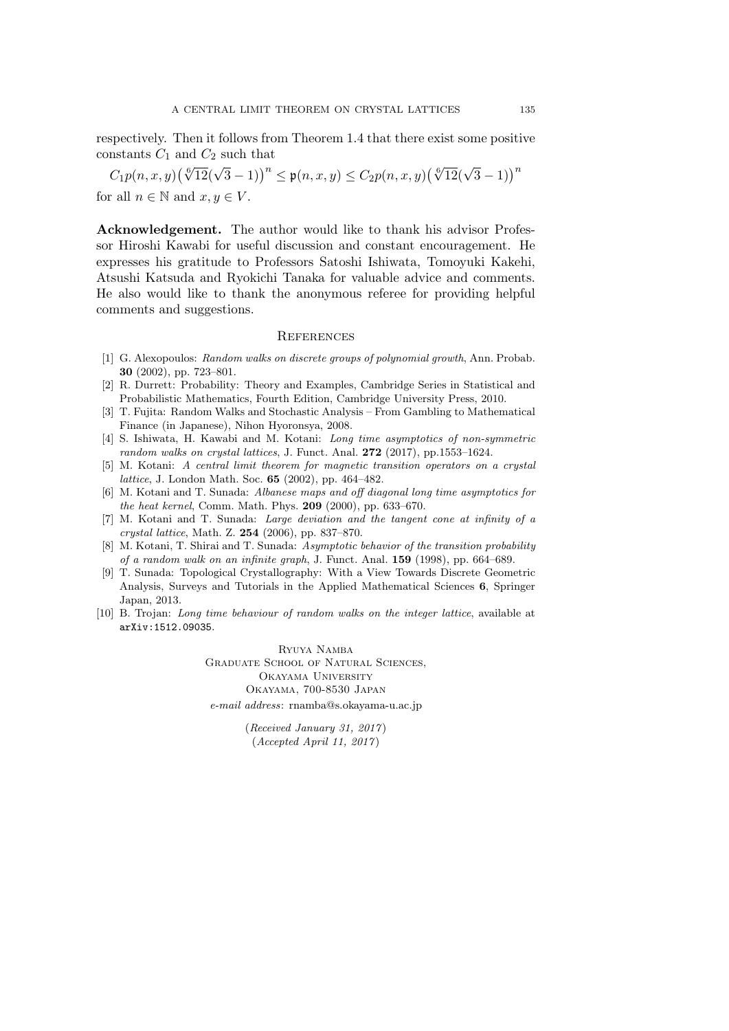respectively. Then it follows from Theorem 1.4 that there exist some positive constants $C_1$ and $C_2$ such that

$$C_1 p(n,x,y)\big(\sqrt[6]{12}(\sqrt{3}-1)\big)^n \le \mathfrak{p}(n,x,y) \le C_2 p(n,x,y)\big(\sqrt[6]{12}(\sqrt{3}-1)\big)^n$$

for all $n \in \mathbb{N}$ and $x, y \in V$.

**Acknowledgement.** The author would like to thank his advisor Professor Hiroshi Kawabi for useful discussion and constant encouragement. He expresses his gratitude to Professors Satoshi Ishiwata, Tomoyuki Kakehi, Atsushi Katsuda and Ryokichi Tanaka for valuable advice and comments. He also would like to thank the anonymous referee for providing helpful comments and suggestions.

## References

[1] G. Alexopoulos: *Random walks on discrete groups of polynomial growth*, Ann. Probab. **30** (2002), pp. 723–801.

[2] R. Durrett: Probability: Theory and Examples, Cambridge Series in Statistical and Probabilistic Mathematics, Fourth Edition, Cambridge University Press, 2010.

[3] T. Fujita: Random Walks and Stochastic Analysis – From Gambling to Mathematical Finance (in Japanese), Nihon Hyoronsya, 2008.

[4] S. Ishiwata, H. Kawabi and M. Kotani: *Long time asymptotics of non-symmetric random walks on crystal lattices*, J. Funct. Anal. **272** (2017), pp.1553–1624.

[5] M. Kotani: *A central limit theorem for magnetic transition operators on a crystal lattice*, J. London Math. Soc. **65** (2002), pp. 464–482.

[6] M. Kotani and T. Sunada: *Albanese maps and off diagonal long time asymptotics for the heat kernel*, Comm. Math. Phys. **209** (2000), pp. 633–670.

[7] M. Kotani and T. Sunada: *Large deviation and the tangent cone at infinity of a crystal lattice*, Math. Z. **254** (2006), pp. 837–870.

[8] M. Kotani, T. Shirai and T. Sunada: *Asymptotic behavior of the transition probability of a random walk on an infinite graph*, J. Funct. Anal. **159** (1998), pp. 664–689.

[9] T. Sunada: Topological Crystallography: With a View Towards Discrete Geometric Analysis, Surveys and Tutorials in the Applied Mathematical Sciences **6**, Springer Japan, 2013.

[10] B. Trojan: *Long time behaviour of random walks on the integer lattice*, available at arXiv:1512.09035.

Ryuya Namba
Graduate School of Natural Sciences,
Okayama University
Okayama, 700-8530 Japan
*e-mail address*: rnamba@s.okayama-u.ac.jp

(*Received January 31, 2017*)
(*Accepted April 11, 2017*)